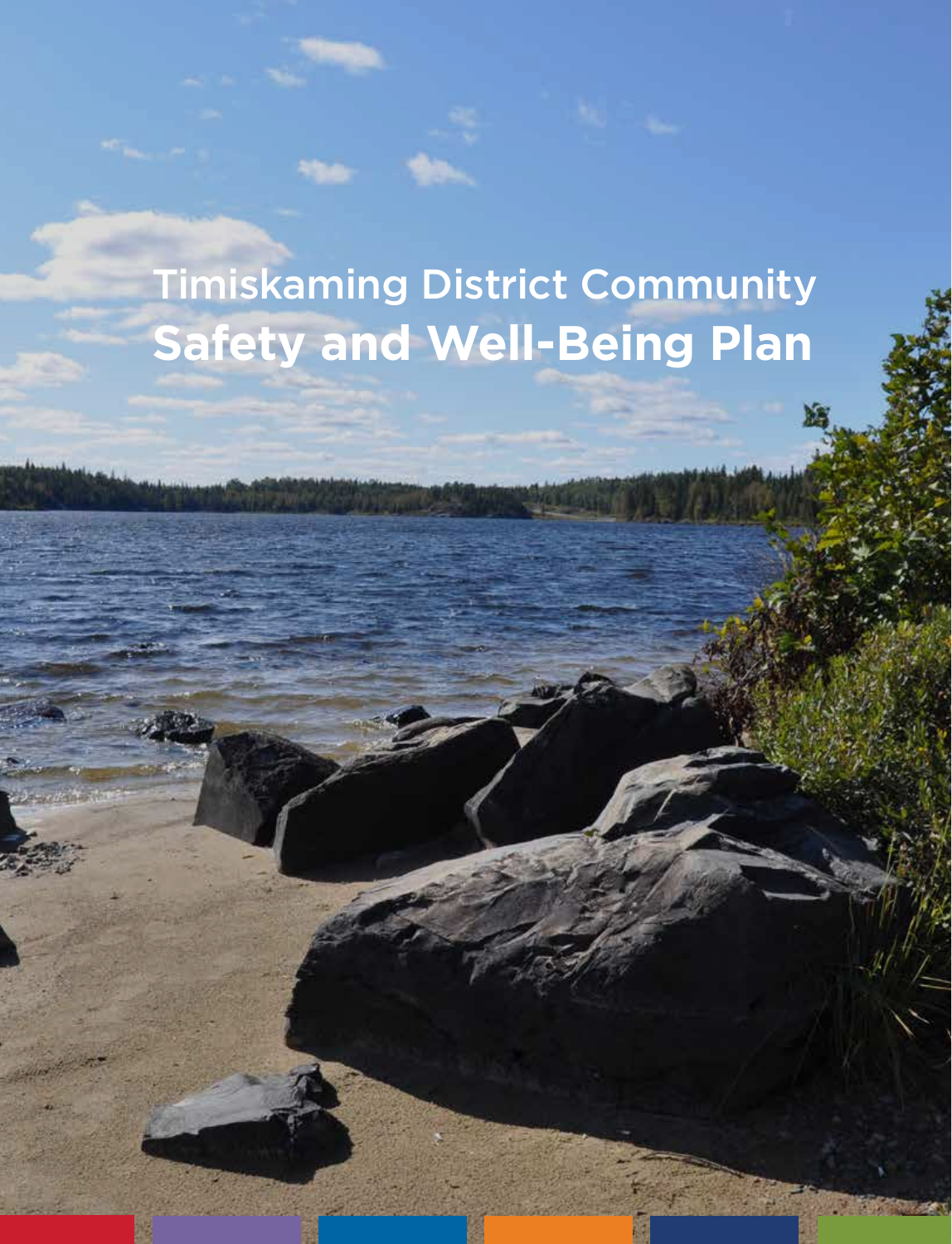# Timiskaming District Community **Safety and Well-Being Plan**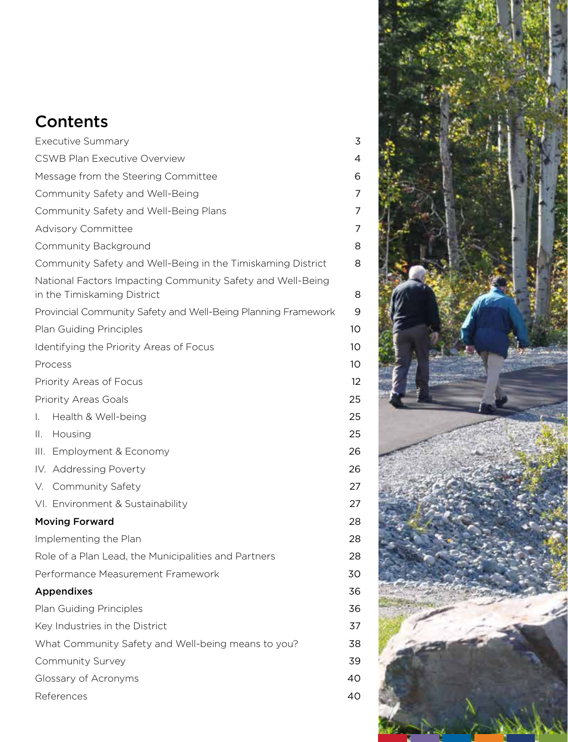# Contents

| | |
|---|---|
| Executive Summary | 3 |
| CSWB Plan Executive Overview | 4 |
| Message from the Steering Committee | 6 |
| Community Safety and Well-Being | 7 |
| Community Safety and Well-Being Plans | 7 |
| Advisory Committee | 7 |
| Community Background | 8 |
| Community Safety and Well-Being in the Timiskaming District | 8 |
| National Factors Impacting Community Safety and Well-Being in the Timiskaming District | 8 |
| Provincial Community Safety and Well-Being Planning Framework | 9 |
| Plan Guiding Principles | 10 |
| Identifying the Priority Areas of Focus | 10 |
| Process | 10 |
| Priority Areas of Focus | 12 |
| Priority Areas Goals | 25 |
| I. Health & Well-being | 25 |
| II. Housing | 25 |
| III. Employment & Economy | 26 |
| IV. Addressing Poverty | 26 |
| V. Community Safety | 27 |
| VI. Environment & Sustainability | 27 |
| **Moving Forward** | 28 |
| Implementing the Plan | 28 |
| Role of a Plan Lead, the Municipalities and Partners | 28 |
| Performance Measurement Framework | 30 |
| **Appendixes** | 36 |
| Plan Guiding Principles | 36 |
| Key Industries in the District | 37 |
| What Community Safety and Well-being means to you? | 38 |
| Community Survey | 39 |
| Glossary of Acronyms | 40 |
| References | 40 |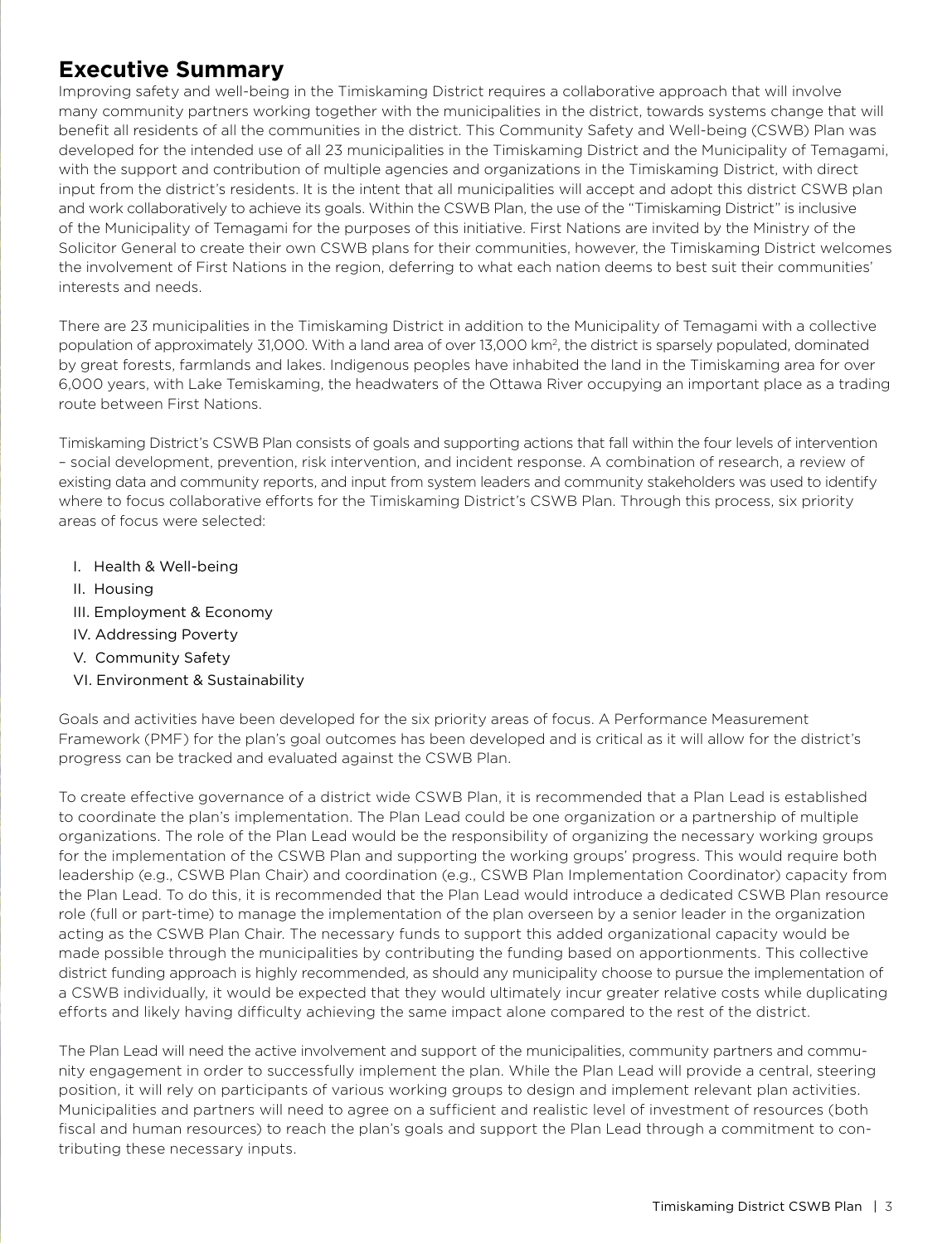## Executive Summary

Improving safety and well-being in the Timiskaming District requires a collaborative approach that will involve many community partners working together with the municipalities in the district, towards systems change that will benefit all residents of all the communities in the district. This Community Safety and Well-being (CSWB) Plan was developed for the intended use of all 23 municipalities in the Timiskaming District and the Municipality of Temagami, with the support and contribution of multiple agencies and organizations in the Timiskaming District, with direct input from the district's residents. It is the intent that all municipalities will accept and adopt this district CSWB plan and work collaboratively to achieve its goals. Within the CSWB Plan, the use of the "Timiskaming District" is inclusive of the Municipality of Temagami for the purposes of this initiative. First Nations are invited by the Ministry of the Solicitor General to create their own CSWB plans for their communities, however, the Timiskaming District welcomes the involvement of First Nations in the region, deferring to what each nation deems to best suit their communities' interests and needs.

There are 23 municipalities in the Timiskaming District in addition to the Municipality of Temagami with a collective population of approximately 31,000. With a land area of over 13,000 km$^2$, the district is sparsely populated, dominated by great forests, farmlands and lakes. Indigenous peoples have inhabited the land in the Timiskaming area for over 6,000 years, with Lake Temiskaming, the headwaters of the Ottawa River occupying an important place as a trading route between First Nations.

Timiskaming District's CSWB Plan consists of goals and supporting actions that fall within the four levels of intervention – social development, prevention, risk intervention, and incident response. A combination of research, a review of existing data and community reports, and input from system leaders and community stakeholders was used to identify where to focus collaborative efforts for the Timiskaming District's CSWB Plan. Through this process, six priority areas of focus were selected:

I. Health & Well-being
II. Housing
III. Employment & Economy
IV. Addressing Poverty
V. Community Safety
VI. Environment & Sustainability

Goals and activities have been developed for the six priority areas of focus. A Performance Measurement Framework (PMF) for the plan's goal outcomes has been developed and is critical as it will allow for the district's progress can be tracked and evaluated against the CSWB Plan.

To create effective governance of a district wide CSWB Plan, it is recommended that a Plan Lead is established to coordinate the plan's implementation. The Plan Lead could be one organization or a partnership of multiple organizations. The role of the Plan Lead would be the responsibility of organizing the necessary working groups for the implementation of the CSWB Plan and supporting the working groups' progress. This would require both leadership (e.g., CSWB Plan Chair) and coordination (e.g., CSWB Plan Implementation Coordinator) capacity from the Plan Lead. To do this, it is recommended that the Plan Lead would introduce a dedicated CSWB Plan resource role (full or part-time) to manage the implementation of the plan overseen by a senior leader in the organization acting as the CSWB Plan Chair. The necessary funds to support this added organizational capacity would be made possible through the municipalities by contributing the funding based on apportionments. This collective district funding approach is highly recommended, as should any municipality choose to pursue the implementation of a CSWB individually, it would be expected that they would ultimately incur greater relative costs while duplicating efforts and likely having difficulty achieving the same impact alone compared to the rest of the district.

The Plan Lead will need the active involvement and support of the municipalities, community partners and community engagement in order to successfully implement the plan. While the Plan Lead will provide a central, steering position, it will rely on participants of various working groups to design and implement relevant plan activities. Municipalities and partners will need to agree on a sufficient and realistic level of investment of resources (both fiscal and human resources) to reach the plan's goals and support the Plan Lead through a commitment to contributing these necessary inputs.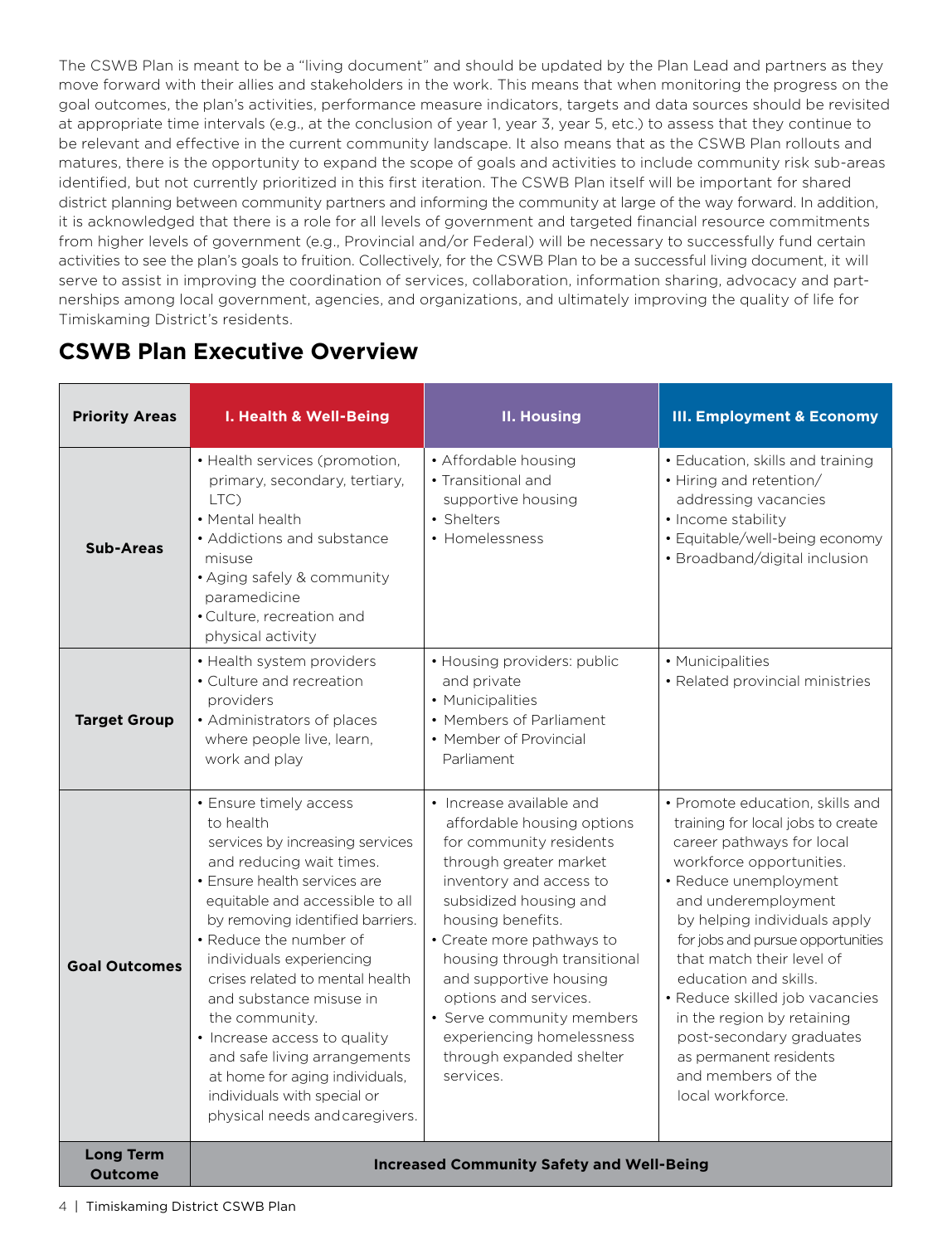The CSWB Plan is meant to be a "living document" and should be updated by the Plan Lead and partners as they move forward with their allies and stakeholders in the work. This means that when monitoring the progress on the goal outcomes, the plan's activities, performance measure indicators, targets and data sources should be revisited at appropriate time intervals (e.g., at the conclusion of year 1, year 3, year 5, etc.) to assess that they continue to be relevant and effective in the current community landscape. It also means that as the CSWB Plan rollouts and matures, there is the opportunity to expand the scope of goals and activities to include community risk sub-areas identified, but not currently prioritized in this first iteration. The CSWB Plan itself will be important for shared district planning between community partners and informing the community at large of the way forward. In addition, it is acknowledged that there is a role for all levels of government and targeted financial resource commitments from higher levels of government (e.g., Provincial and/or Federal) will be necessary to successfully fund certain activities to see the plan's goals to fruition. Collectively, for the CSWB Plan to be a successful living document, it will serve to assist in improving the coordination of services, collaboration, information sharing, advocacy and partnerships among local government, agencies, and organizations, and ultimately improving the quality of life for Timiskaming District's residents.

## CSWB Plan Executive Overview

| Priority Areas | I. Health & Well-Being | II. Housing | III. Employment & Economy |
|---|---|---|---|
| **Sub-Areas** | • Health services (promotion, primary, secondary, tertiary, LTC)<br>• Mental health<br>• Addictions and substance misuse<br>• Aging safely & community paramedicine<br>• Culture, recreation and physical activity | • Affordable housing<br>• Transitional and supportive housing<br>• Shelters<br>• Homelessness | • Education, skills and training<br>• Hiring and retention/ addressing vacancies<br>• Income stability<br>• Equitable/well-being economy<br>• Broadband/digital inclusion |
| **Target Group** | • Health system providers<br>• Culture and recreation providers<br>• Administrators of places where people live, learn, work and play | • Housing providers: public and private<br>• Municipalities<br>• Members of Parliament<br>• Member of Provincial Parliament | • Municipalities<br>• Related provincial ministries |
| **Goal Outcomes** | • Ensure timely access to health services by increasing services and reducing wait times.<br>• Ensure health services are equitable and accessible to all by removing identified barriers.<br>• Reduce the number of individuals experiencing crises related to mental health and substance misuse in the community.<br>• Increase access to quality and safe living arrangements at home for aging individuals, individuals with special or physical needs and caregivers. | • Increase available and affordable housing options for community residents through greater market inventory and access to subsidized housing and housing benefits.<br>• Create more pathways to housing through transitional and supportive housing options and services.<br>• Serve community members experiencing homelessness through expanded shelter services. | • Promote education, skills and training for local jobs to create career pathways for local workforce opportunities.<br>• Reduce unemployment and underemployment by helping individuals apply for jobs and pursue opportunities that match their level of education and skills.<br>• Reduce skilled job vacancies in the region by retaining post-secondary graduates as permanent residents and members of the local workforce. |
| **Long Term Outcome** | **Increased Community Safety and Well-Being** | | |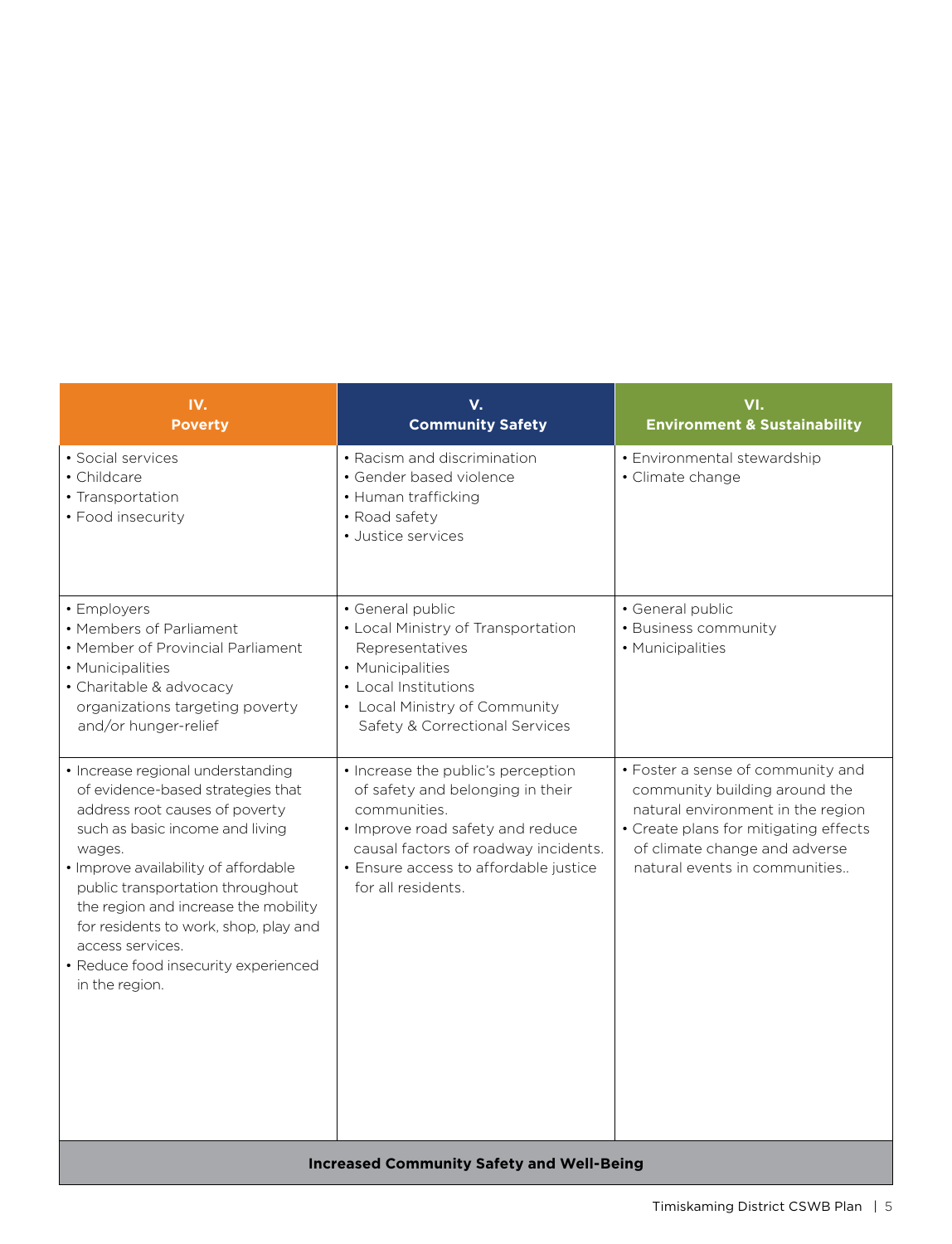| IV. Poverty | V. Community Safety | VI. Environment & Sustainability |
|---|---|---|
| • Social services<br>• Childcare<br>• Transportation<br>• Food insecurity | • Racism and discrimination<br>• Gender based violence<br>• Human trafficking<br>• Road safety<br>• Justice services | • Environmental stewardship<br>• Climate change |
| • Employers<br>• Members of Parliament<br>• Member of Provincial Parliament<br>• Municipalities<br>• Charitable & advocacy organizations targeting poverty and/or hunger-relief | • General public<br>• Local Ministry of Transportation Representatives<br>• Municipalities<br>• Local Institutions<br>• Local Ministry of Community Safety & Correctional Services | • General public<br>• Business community<br>• Municipalities |
| • Increase regional understanding of evidence-based strategies that address root causes of poverty such as basic income and living wages.<br>• Improve availability of affordable public transportation throughout the region and increase the mobility for residents to work, shop, play and access services.<br>• Reduce food insecurity experienced in the region. | • Increase the public's perception of safety and belonging in their communities.<br>• Improve road safety and reduce causal factors of roadway incidents.<br>• Ensure access to affordable justice for all residents. | • Foster a sense of community and community building around the natural environment in the region<br>• Create plans for mitigating effects of climate change and adverse natural events in communities.. |
| **Increased Community Safety and Well-Being** | | |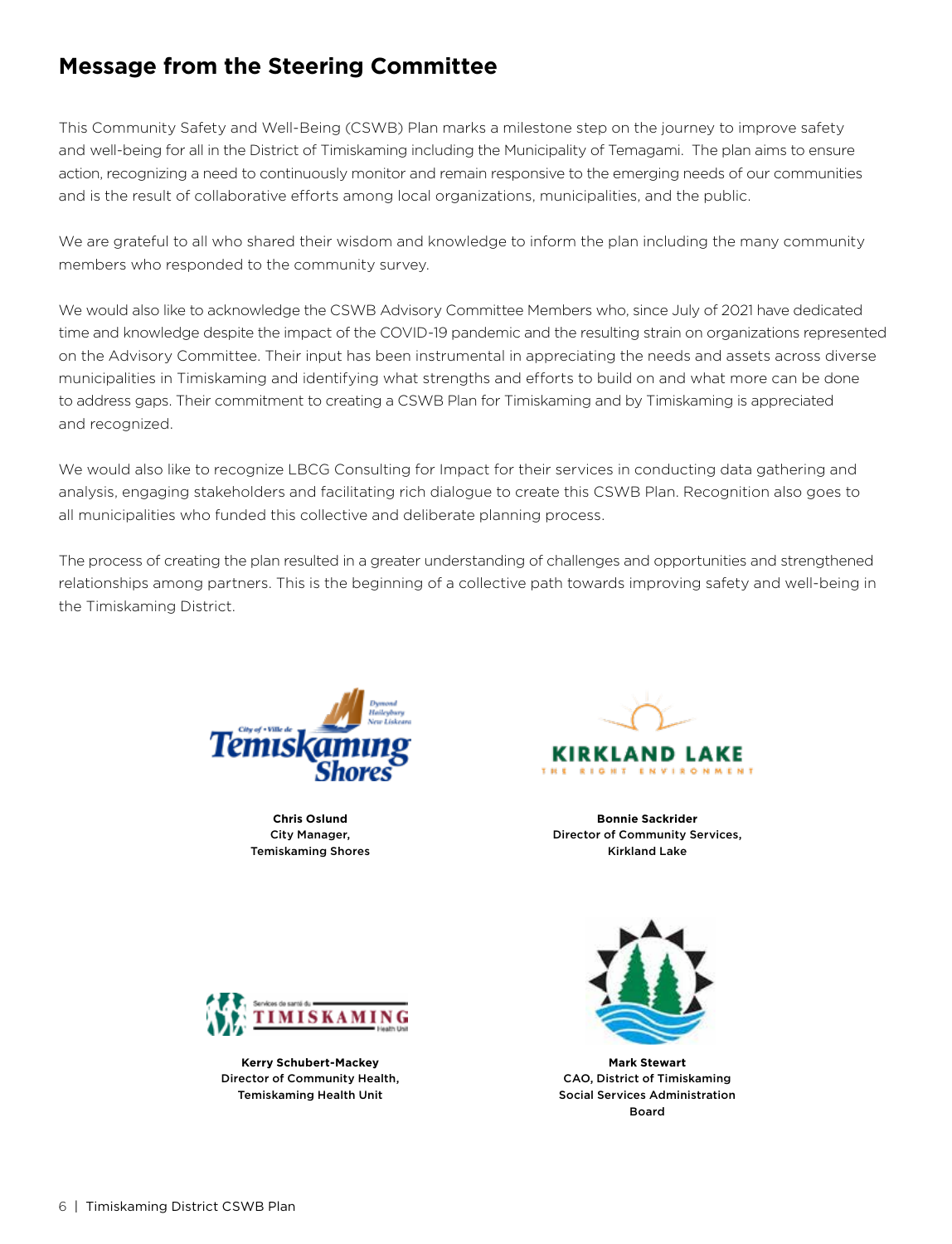## Message from the Steering Committee

This Community Safety and Well-Being (CSWB) Plan marks a milestone step on the journey to improve safety and well-being for all in the District of Timiskaming including the Municipality of Temagami. The plan aims to ensure action, recognizing a need to continuously monitor and remain responsive to the emerging needs of our communities and is the result of collaborative efforts among local organizations, municipalities, and the public.

We are grateful to all who shared their wisdom and knowledge to inform the plan including the many community members who responded to the community survey.

We would also like to acknowledge the CSWB Advisory Committee Members who, since July of 2021 have dedicated time and knowledge despite the impact of the COVID-19 pandemic and the resulting strain on organizations represented on the Advisory Committee. Their input has been instrumental in appreciating the needs and assets across diverse municipalities in Timiskaming and identifying what strengths and efforts to build on and what more can be done to address gaps. Their commitment to creating a CSWB Plan for Timiskaming and by Timiskaming is appreciated and recognized.

We would also like to recognize LBCG Consulting for Impact for their services in conducting data gathering and analysis, engaging stakeholders and facilitating rich dialogue to create this CSWB Plan. Recognition also goes to all municipalities who funded this collective and deliberate planning process.

The process of creating the plan resulted in a greater understanding of challenges and opportunities and strengthened relationships among partners. This is the beginning of a collective path towards improving safety and well-being in the Timiskaming District.

**Chris Oslund**
**City Manager,**
**Temiskaming Shores**

**Bonnie Sackrider**
**Director of Community Services,**
**Kirkland Lake**

**Kerry Schubert-Mackey**
**Director of Community Health,**
**Temiskaming Health Unit**

**Mark Stewart**
**CAO, District of Timiskaming**
**Social Services Administration**
**Board**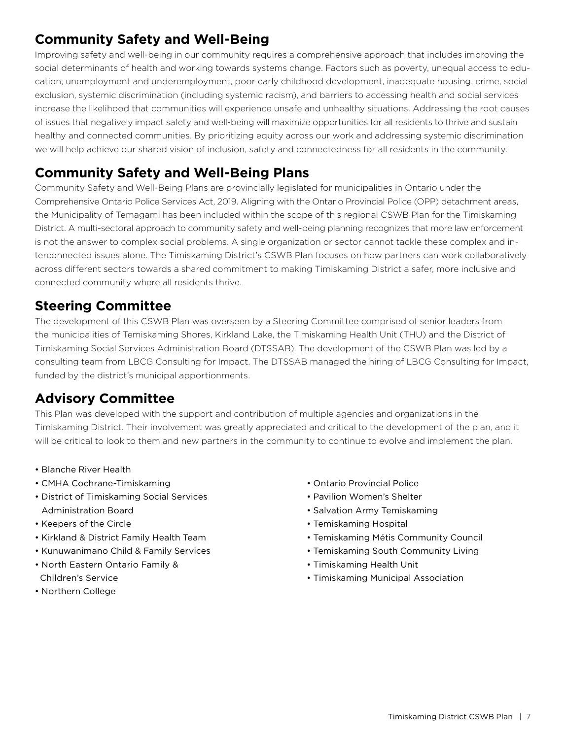## Community Safety and Well-Being

Improving safety and well-being in our community requires a comprehensive approach that includes improving the social determinants of health and working towards systems change. Factors such as poverty, unequal access to education, unemployment and underemployment, poor early childhood development, inadequate housing, crime, social exclusion, systemic discrimination (including systemic racism), and barriers to accessing health and social services increase the likelihood that communities will experience unsafe and unhealthy situations. Addressing the root causes of issues that negatively impact safety and well-being will maximize opportunities for all residents to thrive and sustain healthy and connected communities. By prioritizing equity across our work and addressing systemic discrimination we will help achieve our shared vision of inclusion, safety and connectedness for all residents in the community.

## Community Safety and Well-Being Plans

Community Safety and Well-Being Plans are provincially legislated for municipalities in Ontario under the Comprehensive Ontario Police Services Act, 2019. Aligning with the Ontario Provincial Police (OPP) detachment areas, the Municipality of Temagami has been included within the scope of this regional CSWB Plan for the Timiskaming District. A multi-sectoral approach to community safety and well-being planning recognizes that more law enforcement is not the answer to complex social problems. A single organization or sector cannot tackle these complex and interconnected issues alone. The Timiskaming District's CSWB Plan focuses on how partners can work collaboratively across different sectors towards a shared commitment to making Timiskaming District a safer, more inclusive and connected community where all residents thrive.

## Steering Committee

The development of this CSWB Plan was overseen by a Steering Committee comprised of senior leaders from the municipalities of Temiskaming Shores, Kirkland Lake, the Timiskaming Health Unit (THU) and the District of Timiskaming Social Services Administration Board (DTSSAB). The development of the CSWB Plan was led by a consulting team from LBCG Consulting for Impact. The DTSSAB managed the hiring of LBCG Consulting for Impact, funded by the district's municipal apportionments.

## Advisory Committee

This Plan was developed with the support and contribution of multiple agencies and organizations in the Timiskaming District. Their involvement was greatly appreciated and critical to the development of the plan, and it will be critical to look to them and new partners in the community to continue to evolve and implement the plan.

- Blanche River Health
- CMHA Cochrane-Timiskaming
- District of Timiskaming Social Services Administration Board
- Keepers of the Circle
- Kirkland & District Family Health Team
- Kunuwanimano Child & Family Services
- North Eastern Ontario Family & Children's Service
- Northern College
- Ontario Provincial Police
- Pavilion Women's Shelter
- Salvation Army Temiskaming
- Temiskaming Hospital
- Temiskaming Métis Community Council
- Temiskaming South Community Living
- Timiskaming Health Unit
- Timiskaming Municipal Association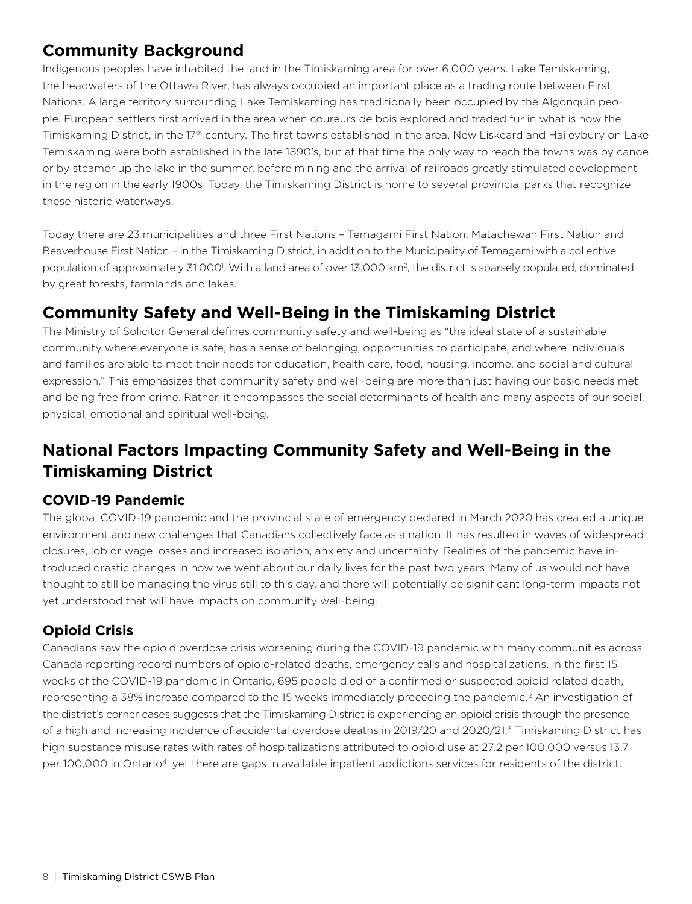## Community Background

Indigenous peoples have inhabited the land in the Timiskaming area for over 6,000 years. Lake Temiskaming, the headwaters of the Ottawa River, has always occupied an important place as a trading route between First Nations. A large territory surrounding Lake Temiskaming has traditionally been occupied by the Algonquin people. European settlers first arrived in the area when coureurs de bois explored and traded fur in what is now the Timiskaming District, in the 17th century. The first towns established in the area, New Liskeard and Haileybury on Lake Temiskaming were both established in the late 1890's, but at that time the only way to reach the towns was by canoe or by steamer up the lake in the summer, before mining and the arrival of railroads greatly stimulated development in the region in the early 1900s. Today, the Timiskaming District is home to several provincial parks that recognize these historic waterways.

Today there are 23 municipalities and three First Nations – Temagami First Nation, Matachewan First Nation and Beaverhouse First Nation – in the Timiskaming District, in addition to the Municipality of Temagami with a collective population of approximately 31,000[1]. With a land area of over 13,000 km$^2$, the district is sparsely populated, dominated by great forests, farmlands and lakes.

## Community Safety and Well-Being in the Timiskaming District

The Ministry of Solicitor General defines community safety and well-being as "the ideal state of a sustainable community where everyone is safe, has a sense of belonging, opportunities to participate, and where individuals and families are able to meet their needs for education, health care, food, housing, income, and social and cultural expression." This emphasizes that community safety and well-being are more than just having our basic needs met and being free from crime. Rather, it encompasses the social determinants of health and many aspects of our social, physical, emotional and spiritual well-being.

## National Factors Impacting Community Safety and Well-Being in the Timiskaming District

### COVID-19 Pandemic

The global COVID-19 pandemic and the provincial state of emergency declared in March 2020 has created a unique environment and new challenges that Canadians collectively face as a nation. It has resulted in waves of widespread closures, job or wage losses and increased isolation, anxiety and uncertainty. Realities of the pandemic have introduced drastic changes in how we went about our daily lives for the past two years. Many of us would not have thought to still be managing the virus still to this day, and there will potentially be significant long-term impacts not yet understood that will have impacts on community well-being.

### Opioid Crisis

Canadians saw the opioid overdose crisis worsening during the COVID-19 pandemic with many communities across Canada reporting record numbers of opioid-related deaths, emergency calls and hospitalizations. In the first 15 weeks of the COVID-19 pandemic in Ontario, 695 people died of a confirmed or suspected opioid related death, representing a 38% increase compared to the 15 weeks immediately preceding the pandemic.[2] An investigation of the district's corner cases suggests that the Timiskaming District is experiencing an opioid crisis through the presence of a high and increasing incidence of accidental overdose deaths in 2019/20 and 2020/21.[3] Timiskaming District has high substance misuse rates with rates of hospitalizations attributed to opioid use at 27.2 per 100,000 versus 13.7 per 100,000 in Ontario[4], yet there are gaps in available inpatient addictions services for residents of the district.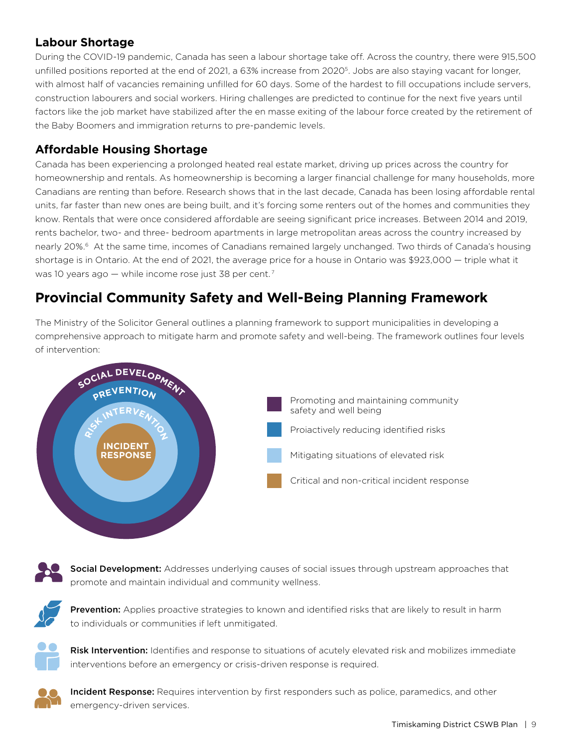### Labour Shortage

During the COVID-19 pandemic, Canada has seen a labour shortage take off. Across the country, there were 915,500 unfilled positions reported at the end of 2021, a 63% increase from 2020[5]. Jobs are also staying vacant for longer, with almost half of vacancies remaining unfilled for 60 days. Some of the hardest to fill occupations include servers, construction labourers and social workers. Hiring challenges are predicted to continue for the next five years until factors like the job market have stabilized after the en masse exiting of the labour force created by the retirement of the Baby Boomers and immigration returns to pre-pandemic levels.

### Affordable Housing Shortage

Canada has been experiencing a prolonged heated real estate market, driving up prices across the country for homeownership and rentals. As homeownership is becoming a larger financial challenge for many households, more Canadians are renting than before. Research shows that in the last decade, Canada has been losing affordable rental units, far faster than new ones are being built, and it's forcing some renters out of the homes and communities they know. Rentals that were once considered affordable are seeing significant price increases. Between 2014 and 2019, rents bachelor, two- and three- bedroom apartments in large metropolitan areas across the country increased by nearly 20%.[6] At the same time, incomes of Canadians remained largely unchanged. Two thirds of Canada's housing shortage is in Ontario. At the end of 2021, the average price for a house in Ontario was $923,000 — triple what it was 10 years ago — while income rose just 38 per cent.[7]

## Provincial Community Safety and Well-Being Planning Framework

The Ministry of the Solicitor General outlines a planning framework to support municipalities in developing a comprehensive approach to mitigate harm and promote safety and well-being. The framework outlines four levels of intervention:

- SOCIAL DEVELOPMENT — Promoting and maintaining community safety and well being
- PREVENTION — Proiactively reducing identified risks
- RISK INTERVENTION — Mitigating situations of elevated risk
- INCIDENT RESPONSE — Critical and non-critical incident response

**Social Development:** Addresses underlying causes of social issues through upstream approaches that promote and maintain individual and community wellness.

**Prevention:** Applies proactive strategies to known and identified risks that are likely to result in harm to individuals or communities if left unmitigated.

**Risk Intervention:** Identifies and response to situations of acutely elevated risk and mobilizes immediate interventions before an emergency or crisis-driven response is required.

**Incident Response:** Requires intervention by first responders such as police, paramedics, and other emergency-driven services.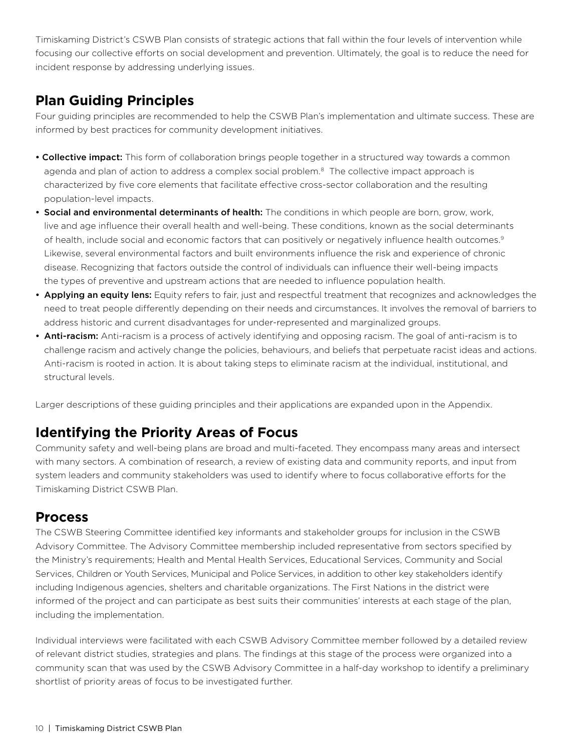Timiskaming District's CSWB Plan consists of strategic actions that fall within the four levels of intervention while focusing our collective efforts on social development and prevention. Ultimately, the goal is to reduce the need for incident response by addressing underlying issues.

## Plan Guiding Principles

Four guiding principles are recommended to help the CSWB Plan's implementation and ultimate success. These are informed by best practices for community development initiatives.

- **Collective impact:** This form of collaboration brings people together in a structured way towards a common agenda and plan of action to address a complex social problem.[8] The collective impact approach is characterized by five core elements that facilitate effective cross-sector collaboration and the resulting population-level impacts.
- **Social and environmental determinants of health:** The conditions in which people are born, grow, work, live and age influence their overall health and well-being. These conditions, known as the social determinants of health, include social and economic factors that can positively or negatively influence health outcomes.[9] Likewise, several environmental factors and built environments influence the risk and experience of chronic disease. Recognizing that factors outside the control of individuals can influence their well-being impacts the types of preventive and upstream actions that are needed to influence population health.
- **Applying an equity lens:** Equity refers to fair, just and respectful treatment that recognizes and acknowledges the need to treat people differently depending on their needs and circumstances. It involves the removal of barriers to address historic and current disadvantages for under-represented and marginalized groups.
- **Anti-racism:** Anti-racism is a process of actively identifying and opposing racism. The goal of anti-racism is to challenge racism and actively change the policies, behaviours, and beliefs that perpetuate racist ideas and actions. Anti-racism is rooted in action. It is about taking steps to eliminate racism at the individual, institutional, and structural levels.

Larger descriptions of these guiding principles and their applications are expanded upon in the Appendix.

## Identifying the Priority Areas of Focus

Community safety and well-being plans are broad and multi-faceted. They encompass many areas and intersect with many sectors. A combination of research, a review of existing data and community reports, and input from system leaders and community stakeholders was used to identify where to focus collaborative efforts for the Timiskaming District CSWB Plan.

## Process

The CSWB Steering Committee identified key informants and stakeholder groups for inclusion in the CSWB Advisory Committee. The Advisory Committee membership included representative from sectors specified by the Ministry's requirements; Health and Mental Health Services, Educational Services, Community and Social Services, Children or Youth Services, Municipal and Police Services, in addition to other key stakeholders identify including Indigenous agencies, shelters and charitable organizations. The First Nations in the district were informed of the project and can participate as best suits their communities' interests at each stage of the plan, including the implementation.

Individual interviews were facilitated with each CSWB Advisory Committee member followed by a detailed review of relevant district studies, strategies and plans. The findings at this stage of the process were organized into a community scan that was used by the CSWB Advisory Committee in a half-day workshop to identify a preliminary shortlist of priority areas of focus to be investigated further.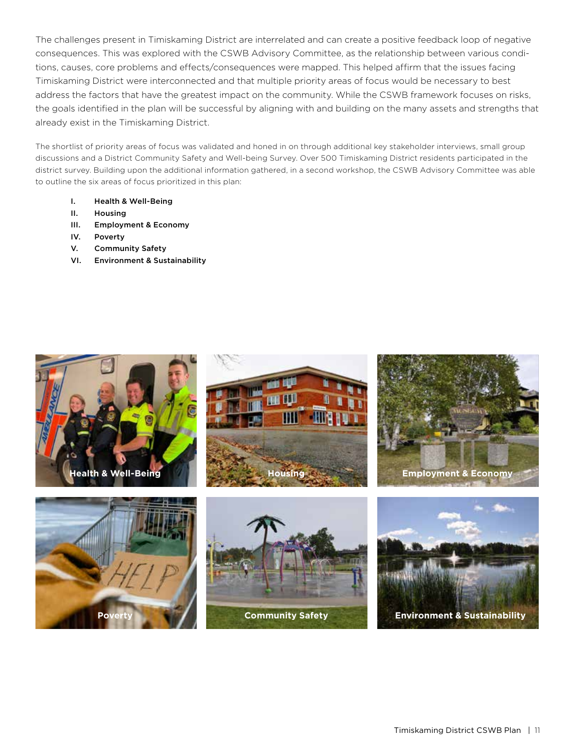The challenges present in Timiskaming District are interrelated and can create a positive feedback loop of negative consequences. This was explored with the CSWB Advisory Committee, as the relationship between various conditions, causes, core problems and effects/consequences were mapped. This helped affirm that the issues facing Timiskaming District were interconnected and that multiple priority areas of focus would be necessary to best address the factors that have the greatest impact on the community. While the CSWB framework focuses on risks, the goals identified in the plan will be successful by aligning with and building on the many assets and strengths that already exist in the Timiskaming District.

The shortlist of priority areas of focus was validated and honed in on through additional key stakeholder interviews, small group discussions and a District Community Safety and Well-being Survey. Over 500 Timiskaming District residents participated in the district survey. Building upon the additional information gathered, in a second workshop, the CSWB Advisory Committee was able to outline the six areas of focus prioritized in this plan:

I. **Health & Well-Being**
II. **Housing**
III. **Employment & Economy**
IV. **Poverty**
V. **Community Safety**
VI. **Environment & Sustainability**

Health & Well-Being

Housing

Employment & Economy

Poverty

Community Safety

Environment & Sustainability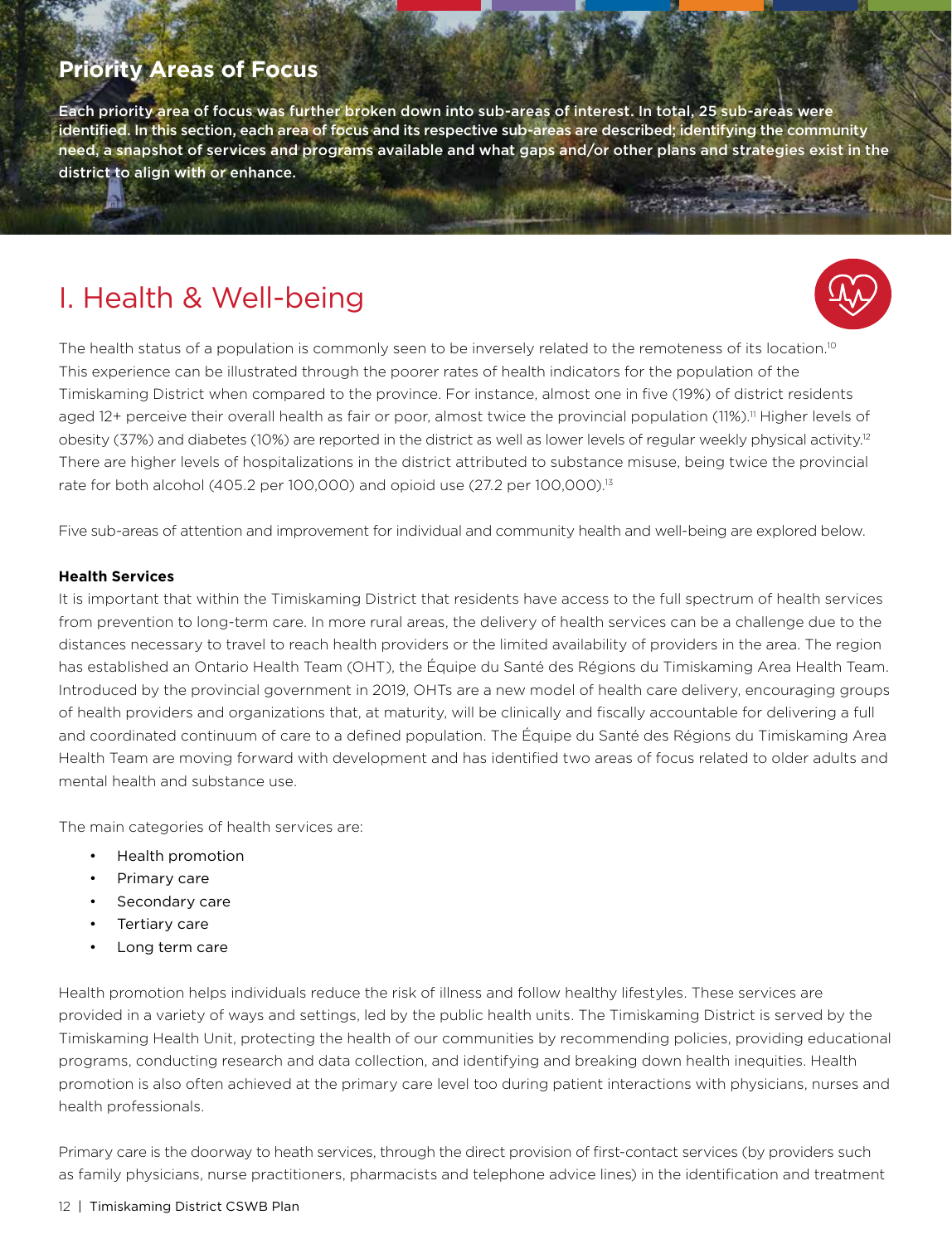## Priority Areas of Focus

**Each priority area of focus was further broken down into sub-areas of interest. In total, 25 sub-areas were identified. In this section, each area of focus and its respective sub-areas are described; identifying the community need, a snapshot of services and programs available and what gaps and/or other plans and strategies exist in the district to align with or enhance.**

# I. Health & Well-being

The health status of a population is commonly seen to be inversely related to the remoteness of its location.[10] This experience can be illustrated through the poorer rates of health indicators for the population of the Timiskaming District when compared to the province. For instance, almost one in five (19%) of district residents aged 12+ perceive their overall health as fair or poor, almost twice the provincial population (11%).[11] Higher levels of obesity (37%) and diabetes (10%) are reported in the district as well as lower levels of regular weekly physical activity.[12] There are higher levels of hospitalizations in the district attributed to substance misuse, being twice the provincial rate for both alcohol (405.2 per 100,000) and opioid use (27.2 per 100,000).[13]

Five sub-areas of attention and improvement for individual and community health and well-being are explored below.

**Health Services**

It is important that within the Timiskaming District that residents have access to the full spectrum of health services from prevention to long-term care. In more rural areas, the delivery of health services can be a challenge due to the distances necessary to travel to reach health providers or the limited availability of providers in the area. The region has established an Ontario Health Team (OHT), the Équipe du Santé des Régions du Timiskaming Area Health Team. Introduced by the provincial government in 2019, OHTs are a new model of health care delivery, encouraging groups of health providers and organizations that, at maturity, will be clinically and fiscally accountable for delivering a full and coordinated continuum of care to a defined population. The Équipe du Santé des Régions du Timiskaming Area Health Team are moving forward with development and has identified two areas of focus related to older adults and mental health and substance use.

The main categories of health services are:

- Health promotion
- Primary care
- Secondary care
- Tertiary care
- Long term care

Health promotion helps individuals reduce the risk of illness and follow healthy lifestyles. These services are provided in a variety of ways and settings, led by the public health units. The Timiskaming District is served by the Timiskaming Health Unit, protecting the health of our communities by recommending policies, providing educational programs, conducting research and data collection, and identifying and breaking down health inequities. Health promotion is also often achieved at the primary care level too during patient interactions with physicians, nurses and health professionals.

Primary care is the doorway to heath services, through the direct provision of first-contact services (by providers such as family physicians, nurse practitioners, pharmacists and telephone advice lines) in the identification and treatment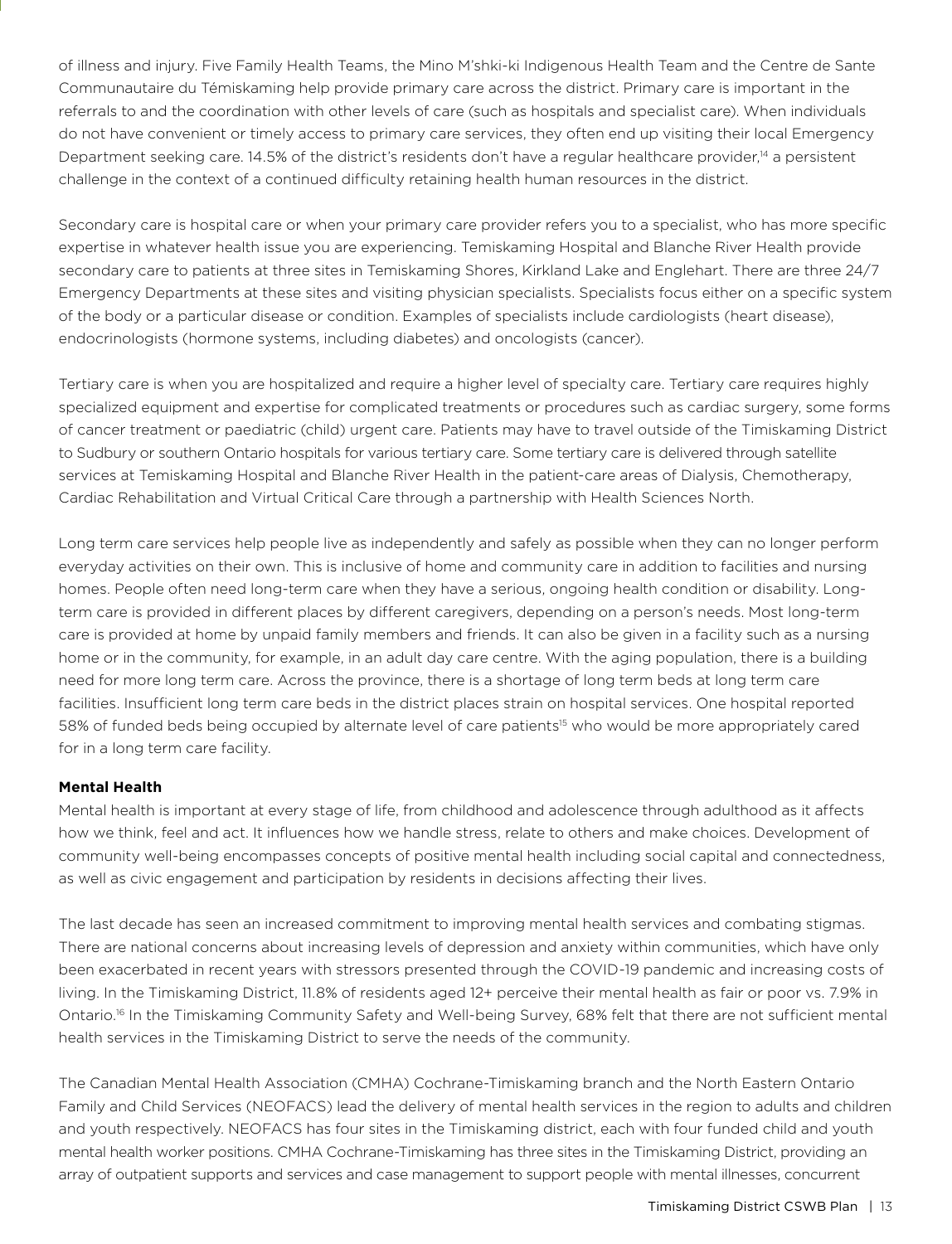of illness and injury. Five Family Health Teams, the Mino M'shki-ki Indigenous Health Team and the Centre de Sante Communautaire du Témiskaming help provide primary care across the district. Primary care is important in the referrals to and the coordination with other levels of care (such as hospitals and specialist care). When individuals do not have convenient or timely access to primary care services, they often end up visiting their local Emergency Department seeking care. 14.5% of the district's residents don't have a regular healthcare provider,[14] a persistent challenge in the context of a continued difficulty retaining health human resources in the district.

Secondary care is hospital care or when your primary care provider refers you to a specialist, who has more specific expertise in whatever health issue you are experiencing. Temiskaming Hospital and Blanche River Health provide secondary care to patients at three sites in Temiskaming Shores, Kirkland Lake and Englehart. There are three 24/7 Emergency Departments at these sites and visiting physician specialists. Specialists focus either on a specific system of the body or a particular disease or condition. Examples of specialists include cardiologists (heart disease), endocrinologists (hormone systems, including diabetes) and oncologists (cancer).

Tertiary care is when you are hospitalized and require a higher level of specialty care. Tertiary care requires highly specialized equipment and expertise for complicated treatments or procedures such as cardiac surgery, some forms of cancer treatment or paediatric (child) urgent care. Patients may have to travel outside of the Timiskaming District to Sudbury or southern Ontario hospitals for various tertiary care. Some tertiary care is delivered through satellite services at Temiskaming Hospital and Blanche River Health in the patient-care areas of Dialysis, Chemotherapy, Cardiac Rehabilitation and Virtual Critical Care through a partnership with Health Sciences North.

Long term care services help people live as independently and safely as possible when they can no longer perform everyday activities on their own. This is inclusive of home and community care in addition to facilities and nursing homes. People often need long-term care when they have a serious, ongoing health condition or disability. Long-term care is provided in different places by different caregivers, depending on a person's needs. Most long-term care is provided at home by unpaid family members and friends. It can also be given in a facility such as a nursing home or in the community, for example, in an adult day care centre. With the aging population, there is a building need for more long term care. Across the province, there is a shortage of long term beds at long term care facilities. Insufficient long term care beds in the district places strain on hospital services. One hospital reported 58% of funded beds being occupied by alternate level of care patients[15] who would be more appropriately cared for in a long term care facility.

**Mental Health**

Mental health is important at every stage of life, from childhood and adolescence through adulthood as it affects how we think, feel and act. It influences how we handle stress, relate to others and make choices. Development of community well-being encompasses concepts of positive mental health including social capital and connectedness, as well as civic engagement and participation by residents in decisions affecting their lives.

The last decade has seen an increased commitment to improving mental health services and combating stigmas. There are national concerns about increasing levels of depression and anxiety within communities, which have only been exacerbated in recent years with stressors presented through the COVID-19 pandemic and increasing costs of living. In the Timiskaming District, 11.8% of residents aged 12+ perceive their mental health as fair or poor vs. 7.9% in Ontario.[16] In the Timiskaming Community Safety and Well-being Survey, 68% felt that there are not sufficient mental health services in the Timiskaming District to serve the needs of the community.

The Canadian Mental Health Association (CMHA) Cochrane-Timiskaming branch and the North Eastern Ontario Family and Child Services (NEOFACS) lead the delivery of mental health services in the region to adults and children and youth respectively. NEOFACS has four sites in the Timiskaming district, each with four funded child and youth mental health worker positions. CMHA Cochrane-Timiskaming has three sites in the Timiskaming District, providing an array of outpatient supports and services and case management to support people with mental illnesses, concurrent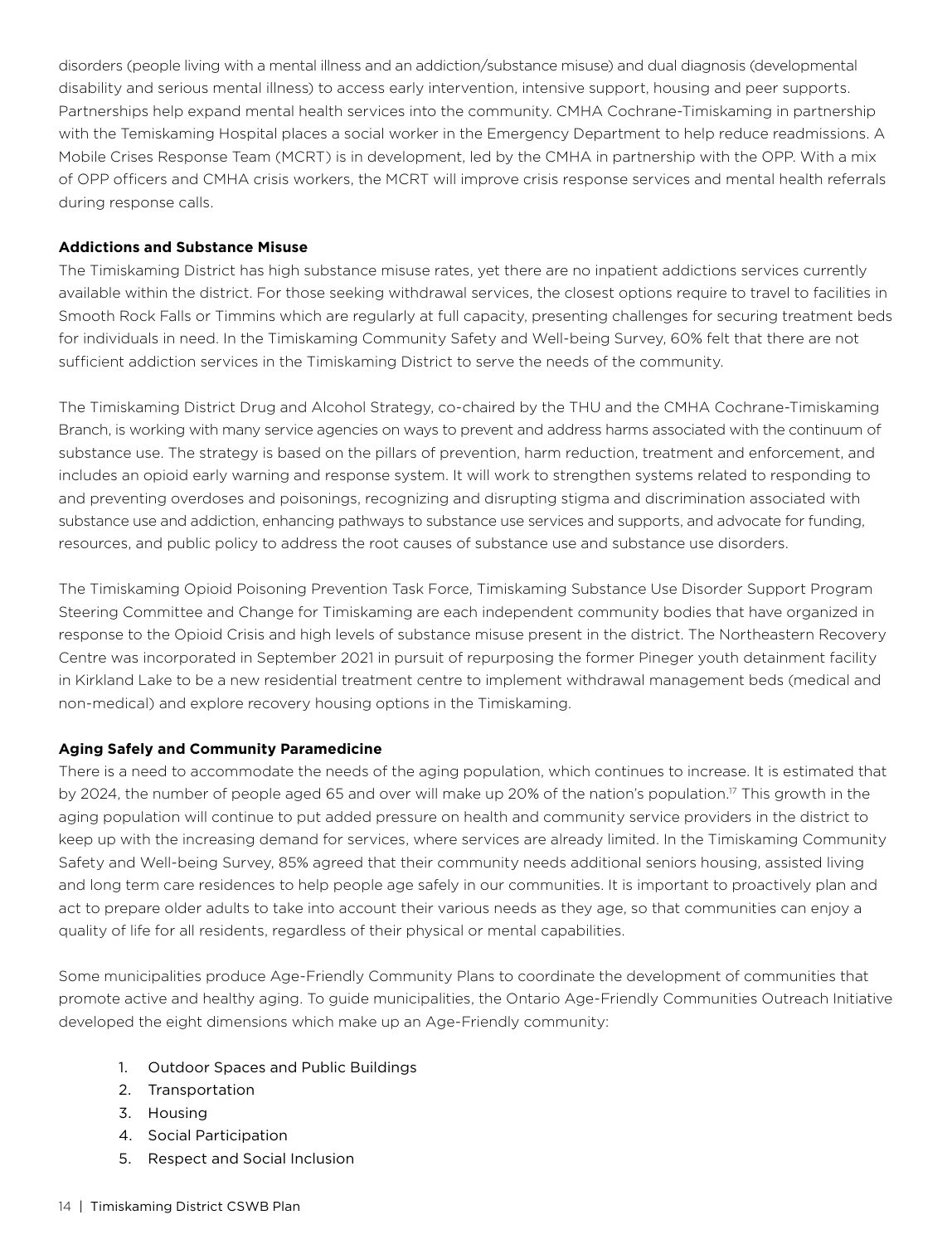disorders (people living with a mental illness and an addiction/substance misuse) and dual diagnosis (developmental disability and serious mental illness) to access early intervention, intensive support, housing and peer supports. Partnerships help expand mental health services into the community. CMHA Cochrane-Timiskaming in partnership with the Temiskaming Hospital places a social worker in the Emergency Department to help reduce readmissions. A Mobile Crises Response Team (MCRT) is in development, led by the CMHA in partnership with the OPP. With a mix of OPP officers and CMHA crisis workers, the MCRT will improve crisis response services and mental health referrals during response calls.

**Addictions and Substance Misuse**

The Timiskaming District has high substance misuse rates, yet there are no inpatient addictions services currently available within the district. For those seeking withdrawal services, the closest options require to travel to facilities in Smooth Rock Falls or Timmins which are regularly at full capacity, presenting challenges for securing treatment beds for individuals in need. In the Timiskaming Community Safety and Well-being Survey, 60% felt that there are not sufficient addiction services in the Timiskaming District to serve the needs of the community.

The Timiskaming District Drug and Alcohol Strategy, co-chaired by the THU and the CMHA Cochrane-Timiskaming Branch, is working with many service agencies on ways to prevent and address harms associated with the continuum of substance use. The strategy is based on the pillars of prevention, harm reduction, treatment and enforcement, and includes an opioid early warning and response system. It will work to strengthen systems related to responding to and preventing overdoses and poisonings, recognizing and disrupting stigma and discrimination associated with substance use and addiction, enhancing pathways to substance use services and supports, and advocate for funding, resources, and public policy to address the root causes of substance use and substance use disorders.

The Timiskaming Opioid Poisoning Prevention Task Force, Timiskaming Substance Use Disorder Support Program Steering Committee and Change for Timiskaming are each independent community bodies that have organized in response to the Opioid Crisis and high levels of substance misuse present in the district. The Northeastern Recovery Centre was incorporated in September 2021 in pursuit of repurposing the former Pineger youth detainment facility in Kirkland Lake to be a new residential treatment centre to implement withdrawal management beds (medical and non-medical) and explore recovery housing options in the Timiskaming.

**Aging Safely and Community Paramedicine**

There is a need to accommodate the needs of the aging population, which continues to increase. It is estimated that by 2024, the number of people aged 65 and over will make up 20% of the nation's population.[17] This growth in the aging population will continue to put added pressure on health and community service providers in the district to keep up with the increasing demand for services, where services are already limited. In the Timiskaming Community Safety and Well-being Survey, 85% agreed that their community needs additional seniors housing, assisted living and long term care residences to help people age safely in our communities. It is important to proactively plan and act to prepare older adults to take into account their various needs as they age, so that communities can enjoy a quality of life for all residents, regardless of their physical or mental capabilities.

Some municipalities produce Age-Friendly Community Plans to coordinate the development of communities that promote active and healthy aging. To guide municipalities, the Ontario Age-Friendly Communities Outreach Initiative developed the eight dimensions which make up an Age-Friendly community:

1. Outdoor Spaces and Public Buildings
2. Transportation
3. Housing
4. Social Participation
5. Respect and Social Inclusion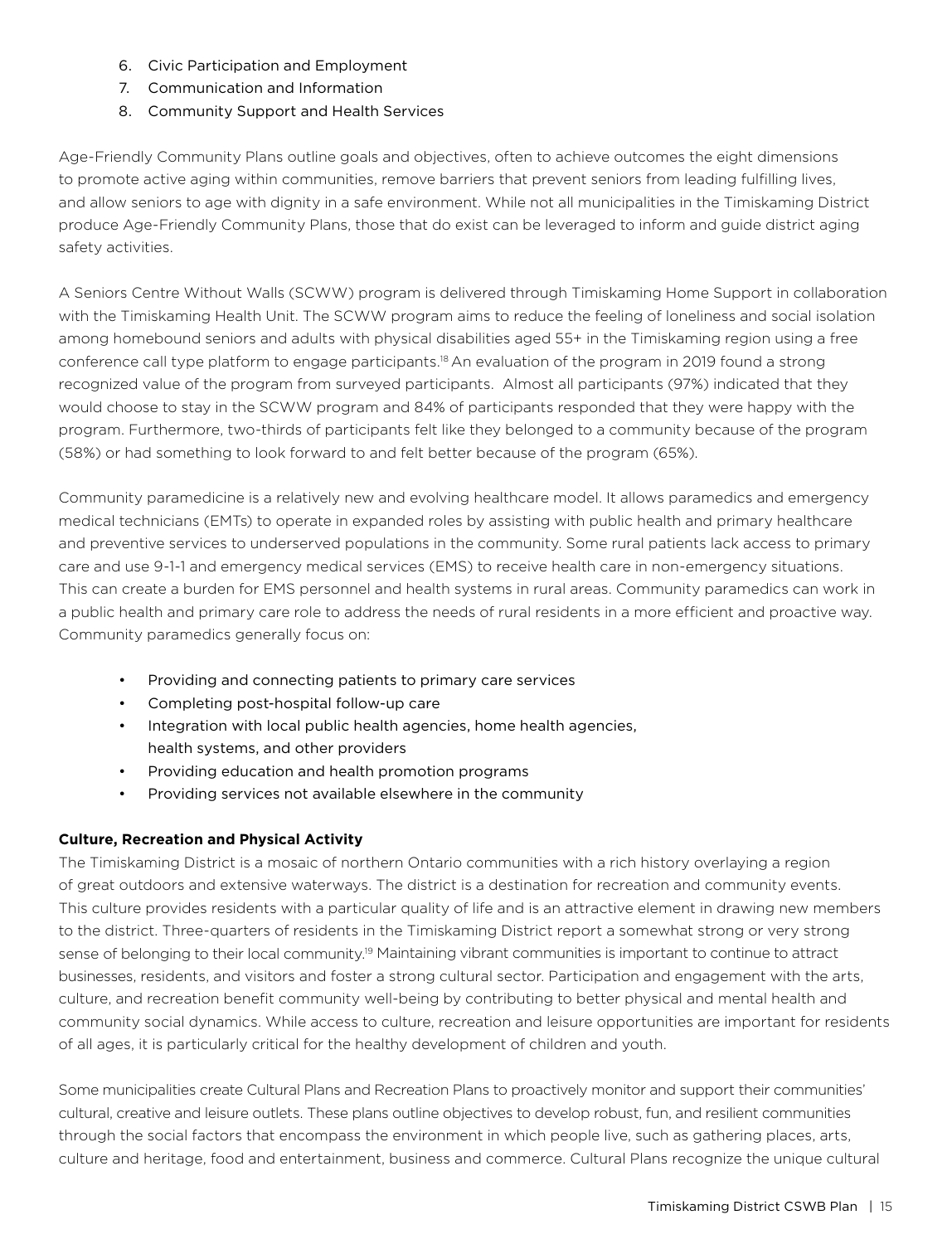6. Civic Participation and Employment
7. Communication and Information
8. Community Support and Health Services

Age-Friendly Community Plans outline goals and objectives, often to achieve outcomes the eight dimensions to promote active aging within communities, remove barriers that prevent seniors from leading fulfilling lives, and allow seniors to age with dignity in a safe environment. While not all municipalities in the Timiskaming District produce Age-Friendly Community Plans, those that do exist can be leveraged to inform and guide district aging safety activities.

A Seniors Centre Without Walls (SCWW) program is delivered through Timiskaming Home Support in collaboration with the Timiskaming Health Unit. The SCWW program aims to reduce the feeling of loneliness and social isolation among homebound seniors and adults with physical disabilities aged 55+ in the Timiskaming region using a free conference call type platform to engage participants.[18] An evaluation of the program in 2019 found a strong recognized value of the program from surveyed participants. Almost all participants (97%) indicated that they would choose to stay in the SCWW program and 84% of participants responded that they were happy with the program. Furthermore, two-thirds of participants felt like they belonged to a community because of the program (58%) or had something to look forward to and felt better because of the program (65%).

Community paramedicine is a relatively new and evolving healthcare model. It allows paramedics and emergency medical technicians (EMTs) to operate in expanded roles by assisting with public health and primary healthcare and preventive services to underserved populations in the community. Some rural patients lack access to primary care and use 9-1-1 and emergency medical services (EMS) to receive health care in non-emergency situations. This can create a burden for EMS personnel and health systems in rural areas. Community paramedics can work in a public health and primary care role to address the needs of rural residents in a more efficient and proactive way. Community paramedics generally focus on:

- Providing and connecting patients to primary care services
- Completing post-hospital follow-up care
- Integration with local public health agencies, home health agencies, health systems, and other providers
- Providing education and health promotion programs
- Providing services not available elsewhere in the community

**Culture, Recreation and Physical Activity**

The Timiskaming District is a mosaic of northern Ontario communities with a rich history overlaying a region of great outdoors and extensive waterways. The district is a destination for recreation and community events. This culture provides residents with a particular quality of life and is an attractive element in drawing new members to the district. Three-quarters of residents in the Timiskaming District report a somewhat strong or very strong sense of belonging to their local community.[19] Maintaining vibrant communities is important to continue to attract businesses, residents, and visitors and foster a strong cultural sector. Participation and engagement with the arts, culture, and recreation benefit community well-being by contributing to better physical and mental health and community social dynamics. While access to culture, recreation and leisure opportunities are important for residents of all ages, it is particularly critical for the healthy development of children and youth.

Some municipalities create Cultural Plans and Recreation Plans to proactively monitor and support their communities' cultural, creative and leisure outlets. These plans outline objectives to develop robust, fun, and resilient communities through the social factors that encompass the environment in which people live, such as gathering places, arts, culture and heritage, food and entertainment, business and commerce. Cultural Plans recognize the unique cultural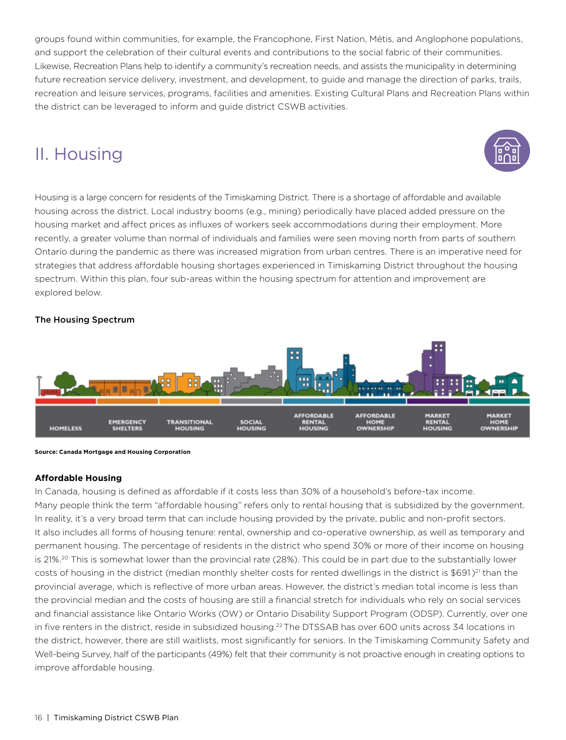groups found within communities, for example, the Francophone, First Nation, Métis, and Anglophone populations, and support the celebration of their cultural events and contributions to the social fabric of their communities. Likewise, Recreation Plans help to identify a community's recreation needs, and assists the municipality in determining future recreation service delivery, investment, and development, to guide and manage the direction of parks, trails, recreation and leisure services, programs, facilities and amenities. Existing Cultural Plans and Recreation Plans within the district can be leveraged to inform and guide district CSWB activities.

## II. Housing

Housing is a large concern for residents of the Timiskaming District. There is a shortage of affordable and available housing across the district. Local industry booms (e.g., mining) periodically have placed added pressure on the housing market and affect prices as influxes of workers seek accommodations during their employment. More recently, a greater volume than normal of individuals and families were seen moving north from parts of southern Ontario during the pandemic as there was increased migration from urban centres. There is an imperative need for strategies that address affordable housing shortages experienced in Timiskaming District throughout the housing spectrum. Within this plan, four sub-areas within the housing spectrum for attention and improvement are explored below.

**The Housing Spectrum**

HOMELESS | EMERGENCY SHELTERS | TRANSITIONAL HOUSING | SOCIAL HOUSING | AFFORDABLE RENTAL HOUSING | AFFORDABLE HOME OWNERSHIP | MARKET RENTAL HOUSING | MARKET HOME OWNERSHIP

**Source: Canada Mortgage and Housing Corporation**

### Affordable Housing

In Canada, housing is defined as affordable if it costs less than 30% of a household's before-tax income. Many people think the term "affordable housing" refers only to rental housing that is subsidized by the government. In reality, it's a very broad term that can include housing provided by the private, public and non-profit sectors. It also includes all forms of housing tenure: rental, ownership and co-operative ownership, as well as temporary and permanent housing. The percentage of residents in the district who spend 30% or more of their income on housing is 21%.[20] This is somewhat lower than the provincial rate (28%). This could be in part due to the substantially lower costs of housing in the district (median monthly shelter costs for rented dwellings in the district is $691)[21] than the provincial average, which is reflective of more urban areas. However, the district's median total income is less than the provincial median and the costs of housing are still a financial stretch for individuals who rely on social services and financial assistance like Ontario Works (OW) or Ontario Disability Support Program (ODSP). Currently, over one in five renters in the district, reside in subsidized housing.[22] The DTSSAB has over 600 units across 34 locations in the district, however, there are still waitlists, most significantly for seniors. In the Timiskaming Community Safety and Well-being Survey, half of the participants (49%) felt that their community is not proactive enough in creating options to improve affordable housing.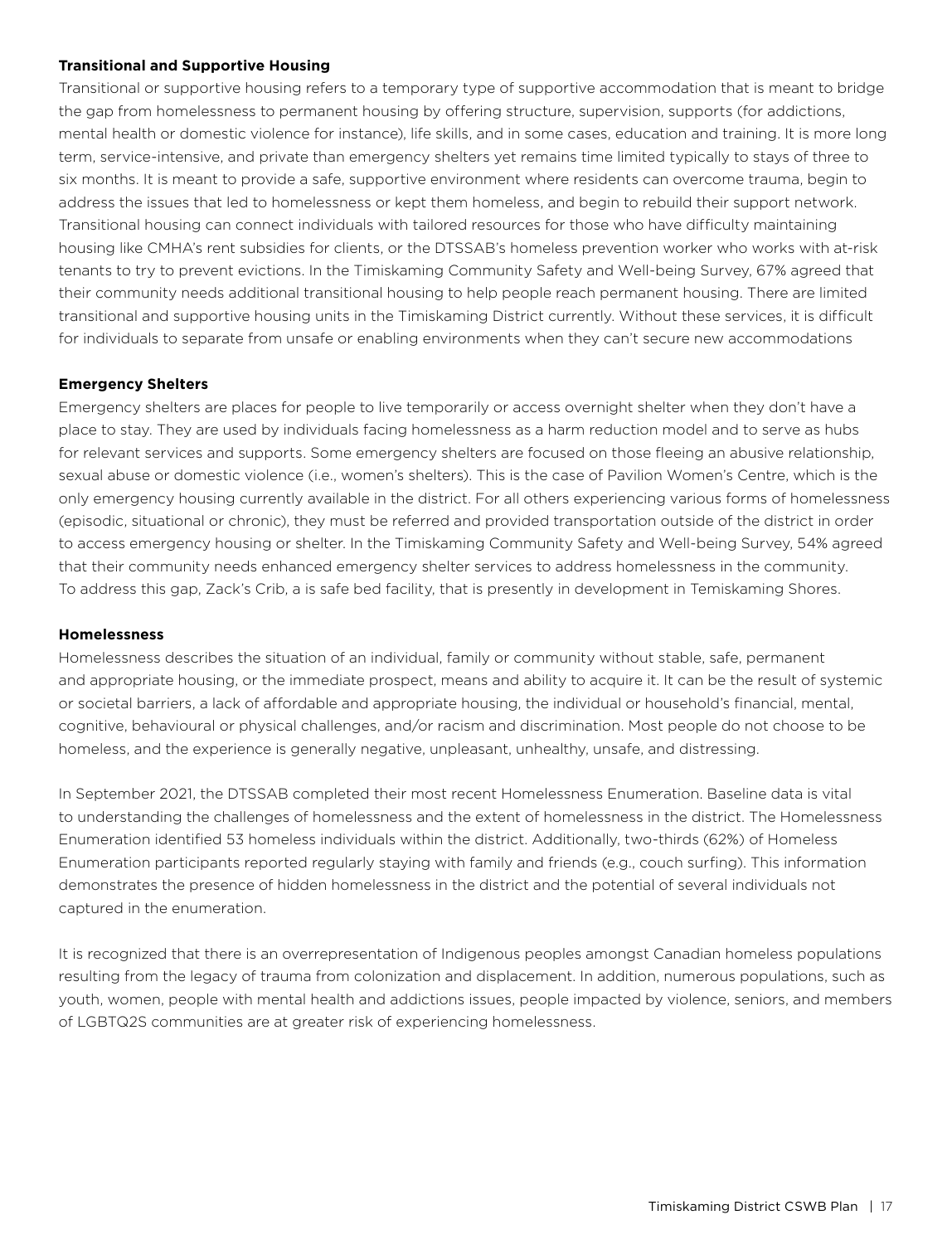**Transitional and Supportive Housing**

Transitional or supportive housing refers to a temporary type of supportive accommodation that is meant to bridge the gap from homelessness to permanent housing by offering structure, supervision, supports (for addictions, mental health or domestic violence for instance), life skills, and in some cases, education and training. It is more long term, service-intensive, and private than emergency shelters yet remains time limited typically to stays of three to six months. It is meant to provide a safe, supportive environment where residents can overcome trauma, begin to address the issues that led to homelessness or kept them homeless, and begin to rebuild their support network. Transitional housing can connect individuals with tailored resources for those who have difficulty maintaining housing like CMHA's rent subsidies for clients, or the DTSSAB's homeless prevention worker who works with at-risk tenants to try to prevent evictions. In the Timiskaming Community Safety and Well-being Survey, 67% agreed that their community needs additional transitional housing to help people reach permanent housing. There are limited transitional and supportive housing units in the Timiskaming District currently. Without these services, it is difficult for individuals to separate from unsafe or enabling environments when they can't secure new accommodations

**Emergency Shelters**

Emergency shelters are places for people to live temporarily or access overnight shelter when they don't have a place to stay. They are used by individuals facing homelessness as a harm reduction model and to serve as hubs for relevant services and supports. Some emergency shelters are focused on those fleeing an abusive relationship, sexual abuse or domestic violence (i.e., women's shelters). This is the case of Pavilion Women's Centre, which is the only emergency housing currently available in the district. For all others experiencing various forms of homelessness (episodic, situational or chronic), they must be referred and provided transportation outside of the district in order to access emergency housing or shelter. In the Timiskaming Community Safety and Well-being Survey, 54% agreed that their community needs enhanced emergency shelter services to address homelessness in the community. To address this gap, Zack's Crib, a is safe bed facility, that is presently in development in Temiskaming Shores.

**Homelessness**

Homelessness describes the situation of an individual, family or community without stable, safe, permanent and appropriate housing, or the immediate prospect, means and ability to acquire it. It can be the result of systemic or societal barriers, a lack of affordable and appropriate housing, the individual or household's financial, mental, cognitive, behavioural or physical challenges, and/or racism and discrimination. Most people do not choose to be homeless, and the experience is generally negative, unpleasant, unhealthy, unsafe, and distressing.

In September 2021, the DTSSAB completed their most recent Homelessness Enumeration. Baseline data is vital to understanding the challenges of homelessness and the extent of homelessness in the district. The Homelessness Enumeration identified 53 homeless individuals within the district. Additionally, two-thirds (62%) of Homeless Enumeration participants reported regularly staying with family and friends (e.g., couch surfing). This information demonstrates the presence of hidden homelessness in the district and the potential of several individuals not captured in the enumeration.

It is recognized that there is an overrepresentation of Indigenous peoples amongst Canadian homeless populations resulting from the legacy of trauma from colonization and displacement. In addition, numerous populations, such as youth, women, people with mental health and addictions issues, people impacted by violence, seniors, and members of LGBTQ2S communities are at greater risk of experiencing homelessness.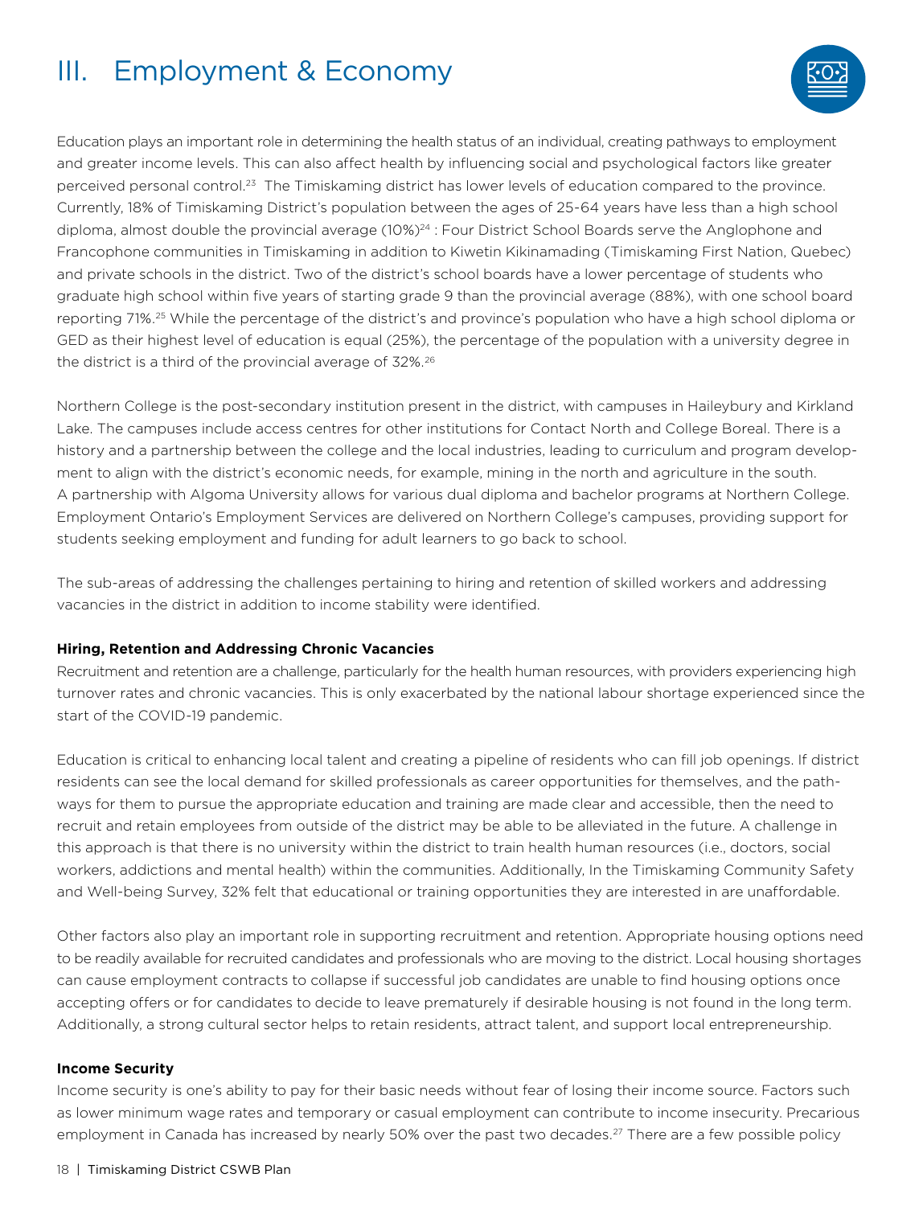# III. Employment & Economy

Education plays an important role in determining the health status of an individual, creating pathways to employment and greater income levels. This can also affect health by influencing social and psychological factors like greater perceived personal control.[23] The Timiskaming district has lower levels of education compared to the province. Currently, 18% of Timiskaming District's population between the ages of 25-64 years have less than a high school diploma, almost double the provincial average (10%)[24] : Four District School Boards serve the Anglophone and Francophone communities in Timiskaming in addition to Kiwetin Kikinamading (Timiskaming First Nation, Quebec) and private schools in the district. Two of the district's school boards have a lower percentage of students who graduate high school within five years of starting grade 9 than the provincial average (88%), with one school board reporting 71%.[25] While the percentage of the district's and province's population who have a high school diploma or GED as their highest level of education is equal (25%), the percentage of the population with a university degree in the district is a third of the provincial average of 32%.[26]

Northern College is the post-secondary institution present in the district, with campuses in Haileybury and Kirkland Lake. The campuses include access centres for other institutions for Contact North and College Boreal. There is a history and a partnership between the college and the local industries, leading to curriculum and program development to align with the district's economic needs, for example, mining in the north and agriculture in the south. A partnership with Algoma University allows for various dual diploma and bachelor programs at Northern College. Employment Ontario's Employment Services are delivered on Northern College's campuses, providing support for students seeking employment and funding for adult learners to go back to school.

The sub-areas of addressing the challenges pertaining to hiring and retention of skilled workers and addressing vacancies in the district in addition to income stability were identified.

**Hiring, Retention and Addressing Chronic Vacancies**

Recruitment and retention are a challenge, particularly for the health human resources, with providers experiencing high turnover rates and chronic vacancies. This is only exacerbated by the national labour shortage experienced since the start of the COVID-19 pandemic.

Education is critical to enhancing local talent and creating a pipeline of residents who can fill job openings. If district residents can see the local demand for skilled professionals as career opportunities for themselves, and the pathways for them to pursue the appropriate education and training are made clear and accessible, then the need to recruit and retain employees from outside of the district may be able to be alleviated in the future. A challenge in this approach is that there is no university within the district to train health human resources (i.e., doctors, social workers, addictions and mental health) within the communities. Additionally, In the Timiskaming Community Safety and Well-being Survey, 32% felt that educational or training opportunities they are interested in are unaffordable.

Other factors also play an important role in supporting recruitment and retention. Appropriate housing options need to be readily available for recruited candidates and professionals who are moving to the district. Local housing shortages can cause employment contracts to collapse if successful job candidates are unable to find housing options once accepting offers or for candidates to decide to leave prematurely if desirable housing is not found in the long term. Additionally, a strong cultural sector helps to retain residents, attract talent, and support local entrepreneurship.

**Income Security**

Income security is one's ability to pay for their basic needs without fear of losing their income source. Factors such as lower minimum wage rates and temporary or casual employment can contribute to income insecurity. Precarious employment in Canada has increased by nearly 50% over the past two decades.[27] There are a few possible policy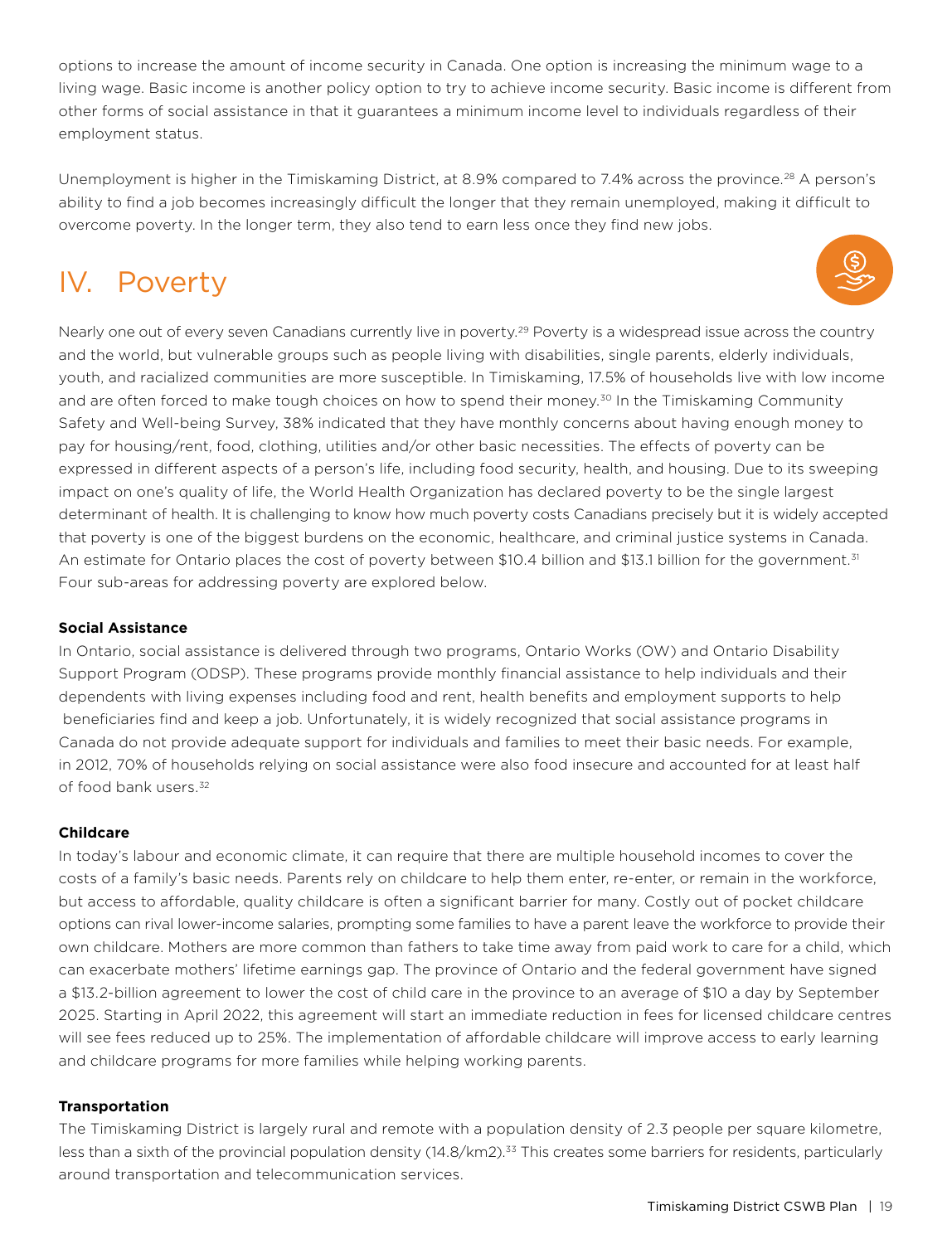options to increase the amount of income security in Canada. One option is increasing the minimum wage to a living wage. Basic income is another policy option to try to achieve income security. Basic income is different from other forms of social assistance in that it guarantees a minimum income level to individuals regardless of their employment status.

Unemployment is higher in the Timiskaming District, at 8.9% compared to 7.4% across the province.[28] A person's ability to find a job becomes increasingly difficult the longer that they remain unemployed, making it difficult to overcome poverty. In the longer term, they also tend to earn less once they find new jobs.

## IV. Poverty

Nearly one out of every seven Canadians currently live in poverty.[29] Poverty is a widespread issue across the country and the world, but vulnerable groups such as people living with disabilities, single parents, elderly individuals, youth, and racialized communities are more susceptible. In Timiskaming, 17.5% of households live with low income and are often forced to make tough choices on how to spend their money.[30] In the Timiskaming Community Safety and Well-being Survey, 38% indicated that they have monthly concerns about having enough money to pay for housing/rent, food, clothing, utilities and/or other basic necessities. The effects of poverty can be expressed in different aspects of a person's life, including food security, health, and housing. Due to its sweeping impact on one's quality of life, the World Health Organization has declared poverty to be the single largest determinant of health. It is challenging to know how much poverty costs Canadians precisely but it is widely accepted that poverty is one of the biggest burdens on the economic, healthcare, and criminal justice systems in Canada. An estimate for Ontario places the cost of poverty between $10.4 billion and $13.1 billion for the government.[31] Four sub-areas for addressing poverty are explored below.

**Social Assistance**

In Ontario, social assistance is delivered through two programs, Ontario Works (OW) and Ontario Disability Support Program (ODSP). These programs provide monthly financial assistance to help individuals and their dependents with living expenses including food and rent, health benefits and employment supports to help beneficiaries find and keep a job. Unfortunately, it is widely recognized that social assistance programs in Canada do not provide adequate support for individuals and families to meet their basic needs. For example, in 2012, 70% of households relying on social assistance were also food insecure and accounted for at least half of food bank users.[32]

**Childcare**

In today's labour and economic climate, it can require that there are multiple household incomes to cover the costs of a family's basic needs. Parents rely on childcare to help them enter, re-enter, or remain in the workforce, but access to affordable, quality childcare is often a significant barrier for many. Costly out of pocket childcare options can rival lower-income salaries, prompting some families to have a parent leave the workforce to provide their own childcare. Mothers are more common than fathers to take time away from paid work to care for a child, which can exacerbate mothers' lifetime earnings gap. The province of Ontario and the federal government have signed a $13.2-billion agreement to lower the cost of child care in the province to an average of $10 a day by September 2025. Starting in April 2022, this agreement will start an immediate reduction in fees for licensed childcare centres will see fees reduced up to 25%. The implementation of affordable childcare will improve access to early learning and childcare programs for more families while helping working parents.

**Transportation**

The Timiskaming District is largely rural and remote with a population density of 2.3 people per square kilometre, less than a sixth of the provincial population density (14.8/km2).[33] This creates some barriers for residents, particularly around transportation and telecommunication services.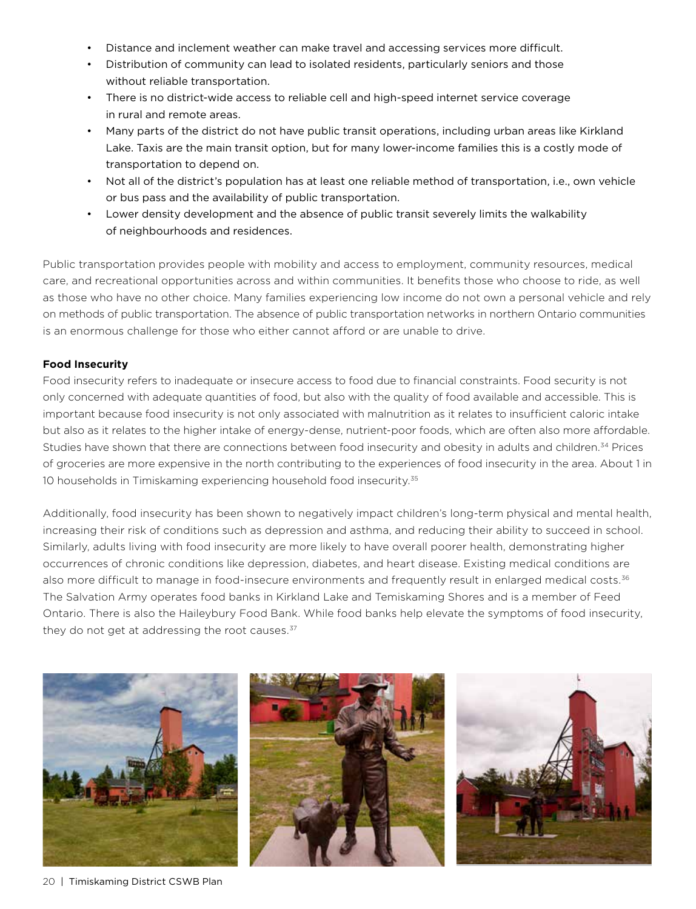- Distance and inclement weather can make travel and accessing services more difficult.
- Distribution of community can lead to isolated residents, particularly seniors and those without reliable transportation.
- There is no district-wide access to reliable cell and high-speed internet service coverage in rural and remote areas.
- Many parts of the district do not have public transit operations, including urban areas like Kirkland Lake. Taxis are the main transit option, but for many lower-income families this is a costly mode of transportation to depend on.
- Not all of the district's population has at least one reliable method of transportation, i.e., own vehicle or bus pass and the availability of public transportation.
- Lower density development and the absence of public transit severely limits the walkability of neighbourhoods and residences.

Public transportation provides people with mobility and access to employment, community resources, medical care, and recreational opportunities across and within communities. It benefits those who choose to ride, as well as those who have no other choice. Many families experiencing low income do not own a personal vehicle and rely on methods of public transportation. The absence of public transportation networks in northern Ontario communities is an enormous challenge for those who either cannot afford or are unable to drive.

**Food Insecurity**

Food insecurity refers to inadequate or insecure access to food due to financial constraints. Food security is not only concerned with adequate quantities of food, but also with the quality of food available and accessible. This is important because food insecurity is not only associated with malnutrition as it relates to insufficient caloric intake but also as it relates to the higher intake of energy-dense, nutrient-poor foods, which are often also more affordable. Studies have shown that there are connections between food insecurity and obesity in adults and children.[34] Prices of groceries are more expensive in the north contributing to the experiences of food insecurity in the area. About 1 in 10 households in Timiskaming experiencing household food insecurity.[35]

Additionally, food insecurity has been shown to negatively impact children's long-term physical and mental health, increasing their risk of conditions such as depression and asthma, and reducing their ability to succeed in school. Similarly, adults living with food insecurity are more likely to have overall poorer health, demonstrating higher occurrences of chronic conditions like depression, diabetes, and heart disease. Existing medical conditions are also more difficult to manage in food-insecure environments and frequently result in enlarged medical costs.[36] The Salvation Army operates food banks in Kirkland Lake and Temiskaming Shores and is a member of Feed Ontario. There is also the Haileybury Food Bank. While food banks help elevate the symptoms of food insecurity, they do not get at addressing the root causes.[37]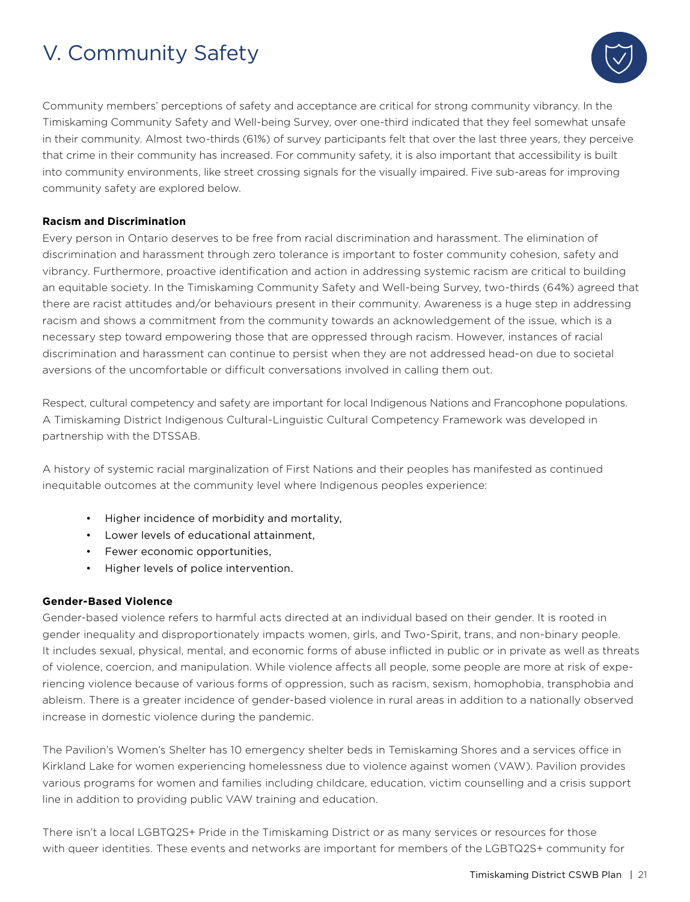# V. Community Safety

Community members' perceptions of safety and acceptance are critical for strong community vibrancy. In the Timiskaming Community Safety and Well-being Survey, over one-third indicated that they feel somewhat unsafe in their community. Almost two-thirds (61%) of survey participants felt that over the last three years, they perceive that crime in their community has increased. For community safety, it is also important that accessibility is built into community environments, like street crossing signals for the visually impaired. Five sub-areas for improving community safety are explored below.

**Racism and Discrimination**

Every person in Ontario deserves to be free from racial discrimination and harassment. The elimination of discrimination and harassment through zero tolerance is important to foster community cohesion, safety and vibrancy. Furthermore, proactive identification and action in addressing systemic racism are critical to building an equitable society. In the Timiskaming Community Safety and Well-being Survey, two-thirds (64%) agreed that there are racist attitudes and/or behaviours present in their community. Awareness is a huge step in addressing racism and shows a commitment from the community towards an acknowledgement of the issue, which is a necessary step toward empowering those that are oppressed through racism. However, instances of racial discrimination and harassment can continue to persist when they are not addressed head-on due to societal aversions of the uncomfortable or difficult conversations involved in calling them out.

Respect, cultural competency and safety are important for local Indigenous Nations and Francophone populations. A Timiskaming District Indigenous Cultural-Linguistic Cultural Competency Framework was developed in partnership with the DTSSAB.

A history of systemic racial marginalization of First Nations and their peoples has manifested as continued inequitable outcomes at the community level where Indigenous peoples experience:

- Higher incidence of morbidity and mortality,
- Lower levels of educational attainment,
- Fewer economic opportunities,
- Higher levels of police intervention.

**Gender-Based Violence**

Gender-based violence refers to harmful acts directed at an individual based on their gender. It is rooted in gender inequality and disproportionately impacts women, girls, and Two-Spirit, trans, and non-binary people. It includes sexual, physical, mental, and economic forms of abuse inflicted in public or in private as well as threats of violence, coercion, and manipulation. While violence affects all people, some people are more at risk of experiencing violence because of various forms of oppression, such as racism, sexism, homophobia, transphobia and ableism. There is a greater incidence of gender-based violence in rural areas in addition to a nationally observed increase in domestic violence during the pandemic.

The Pavilion's Women's Shelter has 10 emergency shelter beds in Temiskaming Shores and a services office in Kirkland Lake for women experiencing homelessness due to violence against women (VAW). Pavilion provides various programs for women and families including childcare, education, victim counselling and a crisis support line in addition to providing public VAW training and education.

There isn't a local LGBTQ2S+ Pride in the Timiskaming District or as many services or resources for those with queer identities. These events and networks are important for members of the LGBTQ2S+ community for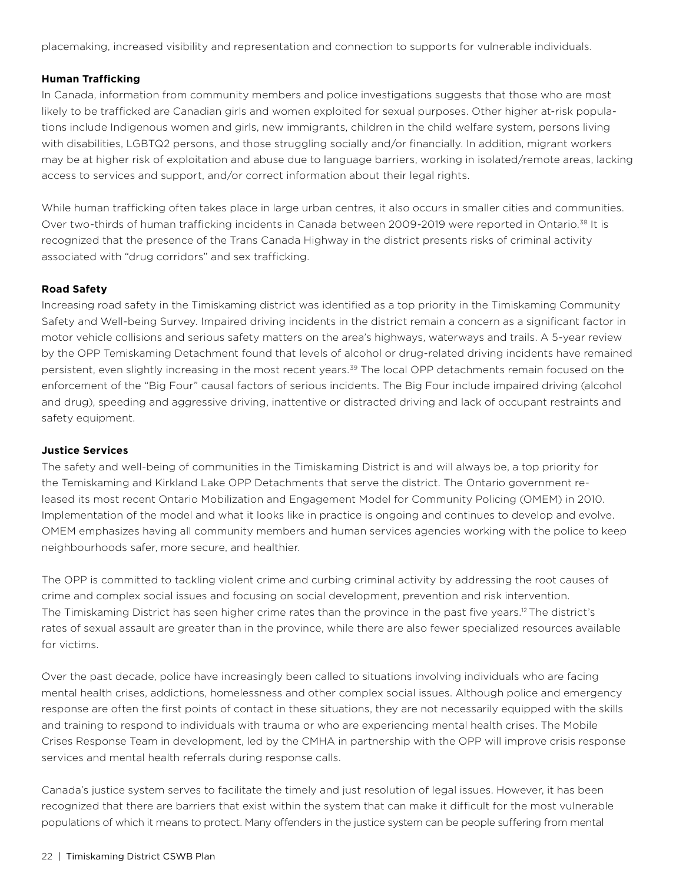placemaking, increased visibility and representation and connection to supports for vulnerable individuals.

**Human Trafficking**

In Canada, information from community members and police investigations suggests that those who are most likely to be trafficked are Canadian girls and women exploited for sexual purposes. Other higher at-risk populations include Indigenous women and girls, new immigrants, children in the child welfare system, persons living with disabilities, LGBTQ2 persons, and those struggling socially and/or financially. In addition, migrant workers may be at higher risk of exploitation and abuse due to language barriers, working in isolated/remote areas, lacking access to services and support, and/or correct information about their legal rights.

While human trafficking often takes place in large urban centres, it also occurs in smaller cities and communities. Over two-thirds of human trafficking incidents in Canada between 2009-2019 were reported in Ontario.[38] It is recognized that the presence of the Trans Canada Highway in the district presents risks of criminal activity associated with "drug corridors" and sex trafficking.

**Road Safety**

Increasing road safety in the Timiskaming district was identified as a top priority in the Timiskaming Community Safety and Well-being Survey. Impaired driving incidents in the district remain a concern as a significant factor in motor vehicle collisions and serious safety matters on the area's highways, waterways and trails. A 5-year review by the OPP Temiskaming Detachment found that levels of alcohol or drug-related driving incidents have remained persistent, even slightly increasing in the most recent years.[39] The local OPP detachments remain focused on the enforcement of the "Big Four" causal factors of serious incidents. The Big Four include impaired driving (alcohol and drug), speeding and aggressive driving, inattentive or distracted driving and lack of occupant restraints and safety equipment.

**Justice Services**

The safety and well-being of communities in the Timiskaming District is and will always be, a top priority for the Temiskaming and Kirkland Lake OPP Detachments that serve the district. The Ontario government released its most recent Ontario Mobilization and Engagement Model for Community Policing (OMEM) in 2010. Implementation of the model and what it looks like in practice is ongoing and continues to develop and evolve. OMEM emphasizes having all community members and human services agencies working with the police to keep neighbourhoods safer, more secure, and healthier.

The OPP is committed to tackling violent crime and curbing criminal activity by addressing the root causes of crime and complex social issues and focusing on social development, prevention and risk intervention. The Timiskaming District has seen higher crime rates than the province in the past five years.[12] The district's rates of sexual assault are greater than in the province, while there are also fewer specialized resources available for victims.

Over the past decade, police have increasingly been called to situations involving individuals who are facing mental health crises, addictions, homelessness and other complex social issues. Although police and emergency response are often the first points of contact in these situations, they are not necessarily equipped with the skills and training to respond to individuals with trauma or who are experiencing mental health crises. The Mobile Crises Response Team in development, led by the CMHA in partnership with the OPP will improve crisis response services and mental health referrals during response calls.

Canada's justice system serves to facilitate the timely and just resolution of legal issues. However, it has been recognized that there are barriers that exist within the system that can make it difficult for the most vulnerable populations of which it means to protect. Many offenders in the justice system can be people suffering from mental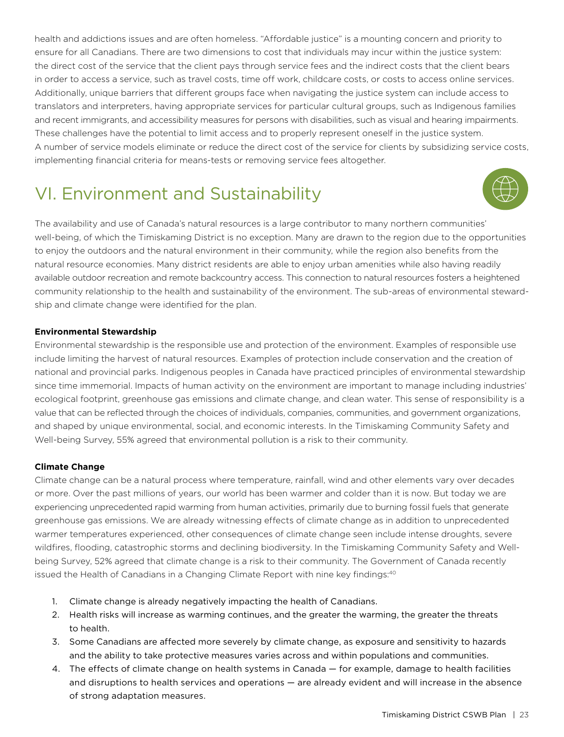health and addictions issues and are often homeless. "Affordable justice" is a mounting concern and priority to ensure for all Canadians. There are two dimensions to cost that individuals may incur within the justice system: the direct cost of the service that the client pays through service fees and the indirect costs that the client bears in order to access a service, such as travel costs, time off work, childcare costs, or costs to access online services. Additionally, unique barriers that different groups face when navigating the justice system can include access to translators and interpreters, having appropriate services for particular cultural groups, such as Indigenous families and recent immigrants, and accessibility measures for persons with disabilities, such as visual and hearing impairments. These challenges have the potential to limit access and to properly represent oneself in the justice system.
A number of service models eliminate or reduce the direct cost of the service for clients by subsidizing service costs, implementing financial criteria for means-tests or removing service fees altogether.

# VI. Environment and Sustainability

The availability and use of Canada's natural resources is a large contributor to many northern communities' well-being, of which the Timiskaming District is no exception. Many are drawn to the region due to the opportunities to enjoy the outdoors and the natural environment in their community, while the region also benefits from the natural resource economies. Many district residents are able to enjoy urban amenities while also having readily available outdoor recreation and remote backcountry access. This connection to natural resources fosters a heightened community relationship to the health and sustainability of the environment. The sub-areas of environmental stewardship and climate change were identified for the plan.

**Environmental Stewardship**

Environmental stewardship is the responsible use and protection of the environment. Examples of responsible use include limiting the harvest of natural resources. Examples of protection include conservation and the creation of national and provincial parks. Indigenous peoples in Canada have practiced principles of environmental stewardship since time immemorial. Impacts of human activity on the environment are important to manage including industries' ecological footprint, greenhouse gas emissions and climate change, and clean water. This sense of responsibility is a value that can be reflected through the choices of individuals, companies, communities, and government organizations, and shaped by unique environmental, social, and economic interests. In the Timiskaming Community Safety and Well-being Survey, 55% agreed that environmental pollution is a risk to their community.

**Climate Change**

Climate change can be a natural process where temperature, rainfall, wind and other elements vary over decades or more. Over the past millions of years, our world has been warmer and colder than it is now. But today we are experiencing unprecedented rapid warming from human activities, primarily due to burning fossil fuels that generate greenhouse gas emissions. We are already witnessing effects of climate change as in addition to unprecedented warmer temperatures experienced, other consequences of climate change seen include intense droughts, severe wildfires, flooding, catastrophic storms and declining biodiversity. In the Timiskaming Community Safety and Well-being Survey, 52% agreed that climate change is a risk to their community. The Government of Canada recently issued the Health of Canadians in a Changing Climate Report with nine key findings:[40]

1. Climate change is already negatively impacting the health of Canadians.
2. Health risks will increase as warming continues, and the greater the warming, the greater the threats to health.
3. Some Canadians are affected more severely by climate change, as exposure and sensitivity to hazards and the ability to take protective measures varies across and within populations and communities.
4. The effects of climate change on health systems in Canada — for example, damage to health facilities and disruptions to health services and operations — are already evident and will increase in the absence of strong adaptation measures.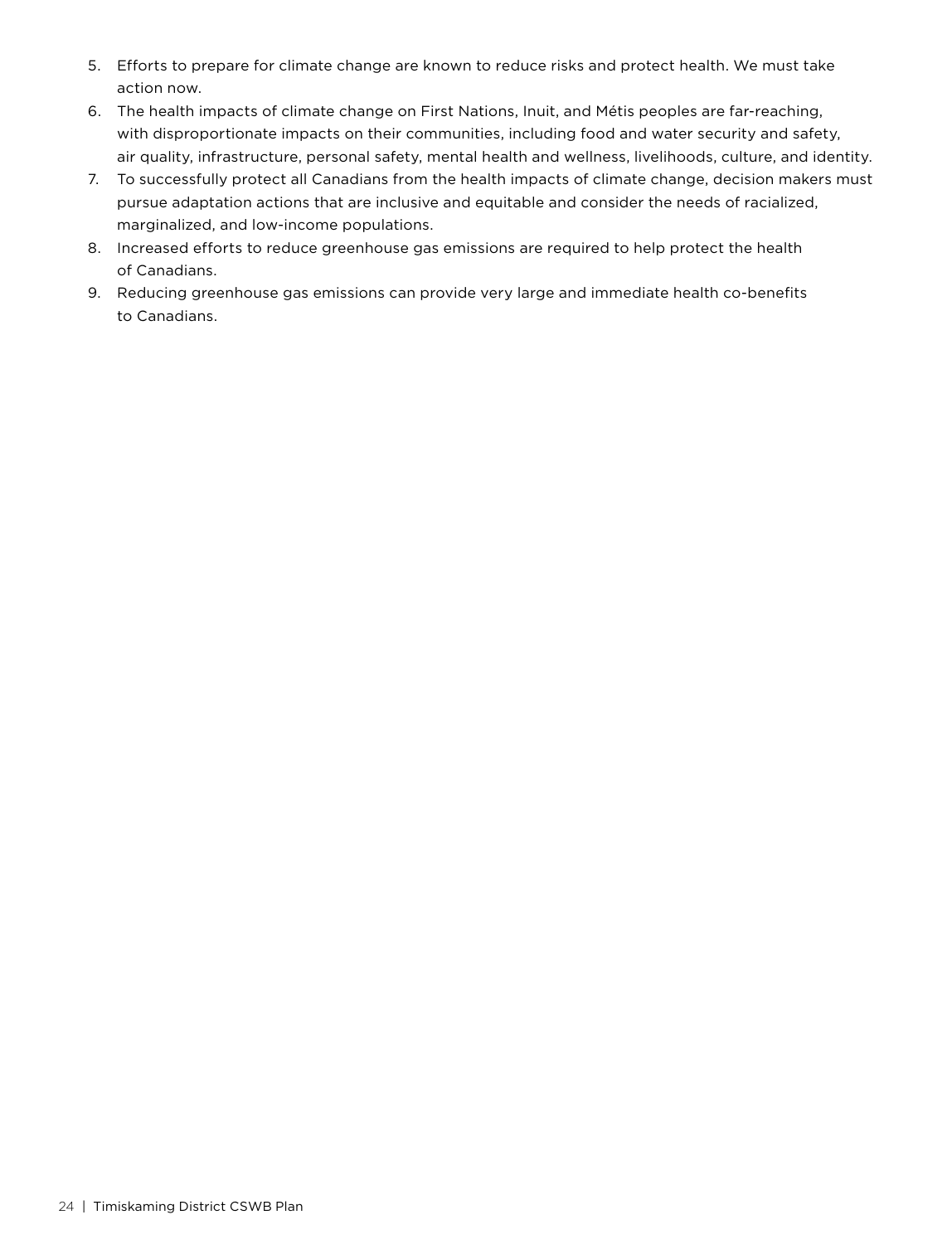5. Efforts to prepare for climate change are known to reduce risks and protect health. We must take action now.
6. The health impacts of climate change on First Nations, Inuit, and Métis peoples are far-reaching, with disproportionate impacts on their communities, including food and water security and safety, air quality, infrastructure, personal safety, mental health and wellness, livelihoods, culture, and identity.
7. To successfully protect all Canadians from the health impacts of climate change, decision makers must pursue adaptation actions that are inclusive and equitable and consider the needs of racialized, marginalized, and low-income populations.
8. Increased efforts to reduce greenhouse gas emissions are required to help protect the health of Canadians.
9. Reducing greenhouse gas emissions can provide very large and immediate health co-benefits to Canadians.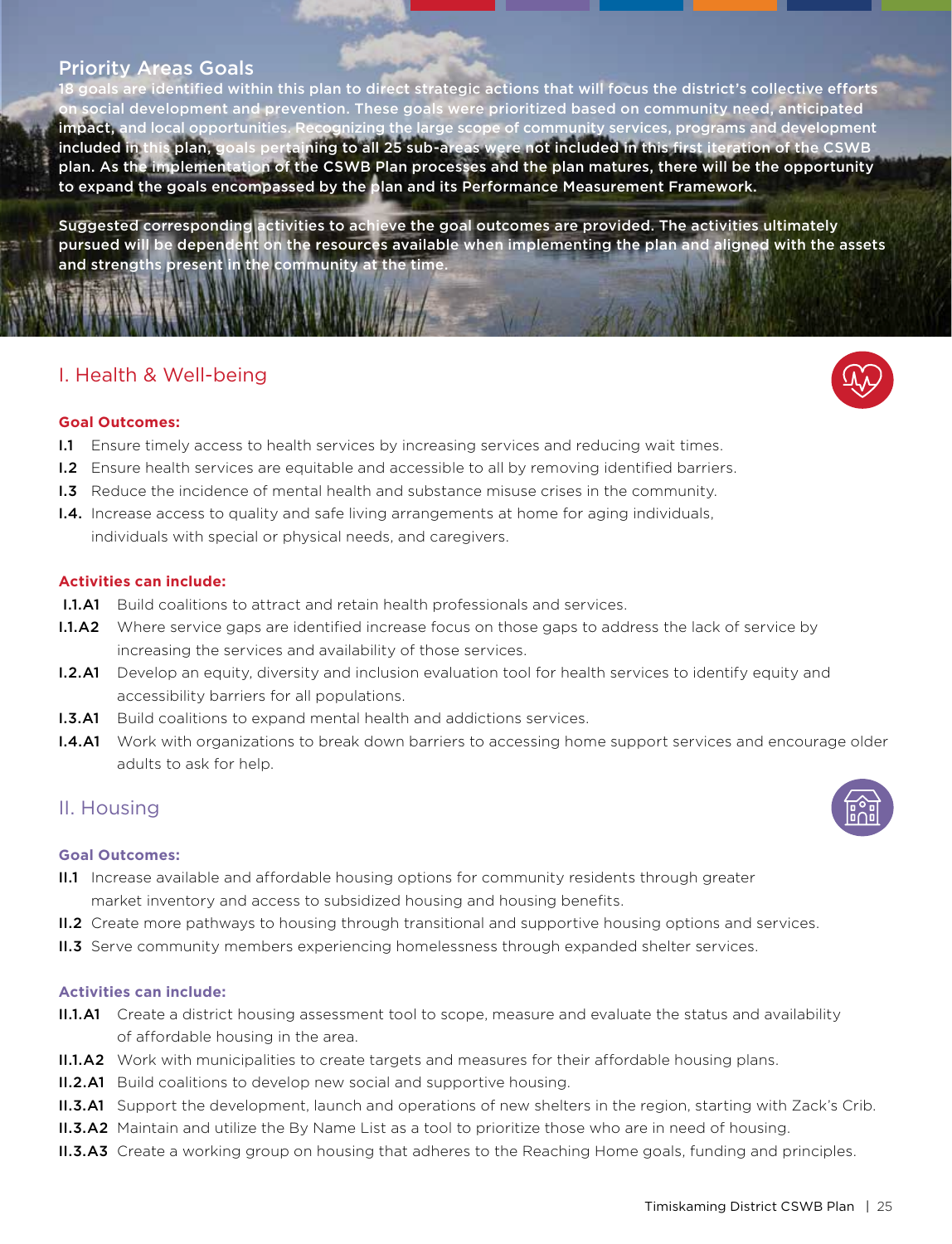## Priority Areas Goals

18 goals are identified within this plan to direct strategic actions that will focus the district's collective efforts on social development and prevention. These goals were prioritized based on community need, anticipated impact, and local opportunities. Recognizing the large scope of community services, programs and development included in this plan, goals pertaining to all 25 sub-areas were not included in this first iteration of the CSWB plan. As the implementation of the CSWB Plan processes and the plan matures, there will be the opportunity to expand the goals encompassed by the plan and its Performance Measurement Framework.

Suggested corresponding activities to achieve the goal outcomes are provided. The activities ultimately pursued will be dependent on the resources available when implementing the plan and aligned with the assets and strengths present in the community at the time.

## I. Health & Well-being

**Goal Outcomes:**

- **I.1** Ensure timely access to health services by increasing services and reducing wait times.
- **I.2** Ensure health services are equitable and accessible to all by removing identified barriers.
- **I.3** Reduce the incidence of mental health and substance misuse crises in the community.
- **I.4.** Increase access to quality and safe living arrangements at home for aging individuals, individuals with special or physical needs, and caregivers.

**Activities can include:**

- **I.1.A1** Build coalitions to attract and retain health professionals and services.
- **I.1.A2** Where service gaps are identified increase focus on those gaps to address the lack of service by increasing the services and availability of those services.
- **I.2.A1** Develop an equity, diversity and inclusion evaluation tool for health services to identify equity and accessibility barriers for all populations.
- **I.3.A1** Build coalitions to expand mental health and addictions services.
- **I.4.A1** Work with organizations to break down barriers to accessing home support services and encourage older adults to ask for help.

## II. Housing

**Goal Outcomes:**

- **II.1** Increase available and affordable housing options for community residents through greater market inventory and access to subsidized housing and housing benefits.
- **II.2** Create more pathways to housing through transitional and supportive housing options and services.
- **II.3** Serve community members experiencing homelessness through expanded shelter services.

**Activities can include:**

- **II.1.A1** Create a district housing assessment tool to scope, measure and evaluate the status and availability of affordable housing in the area.
- **II.1.A2** Work with municipalities to create targets and measures for their affordable housing plans.
- **II.2.A1** Build coalitions to develop new social and supportive housing.
- **II.3.A1** Support the development, launch and operations of new shelters in the region, starting with Zack's Crib.
- **II.3.A2** Maintain and utilize the By Name List as a tool to prioritize those who are in need of housing.
- **II.3.A3** Create a working group on housing that adheres to the Reaching Home goals, funding and principles.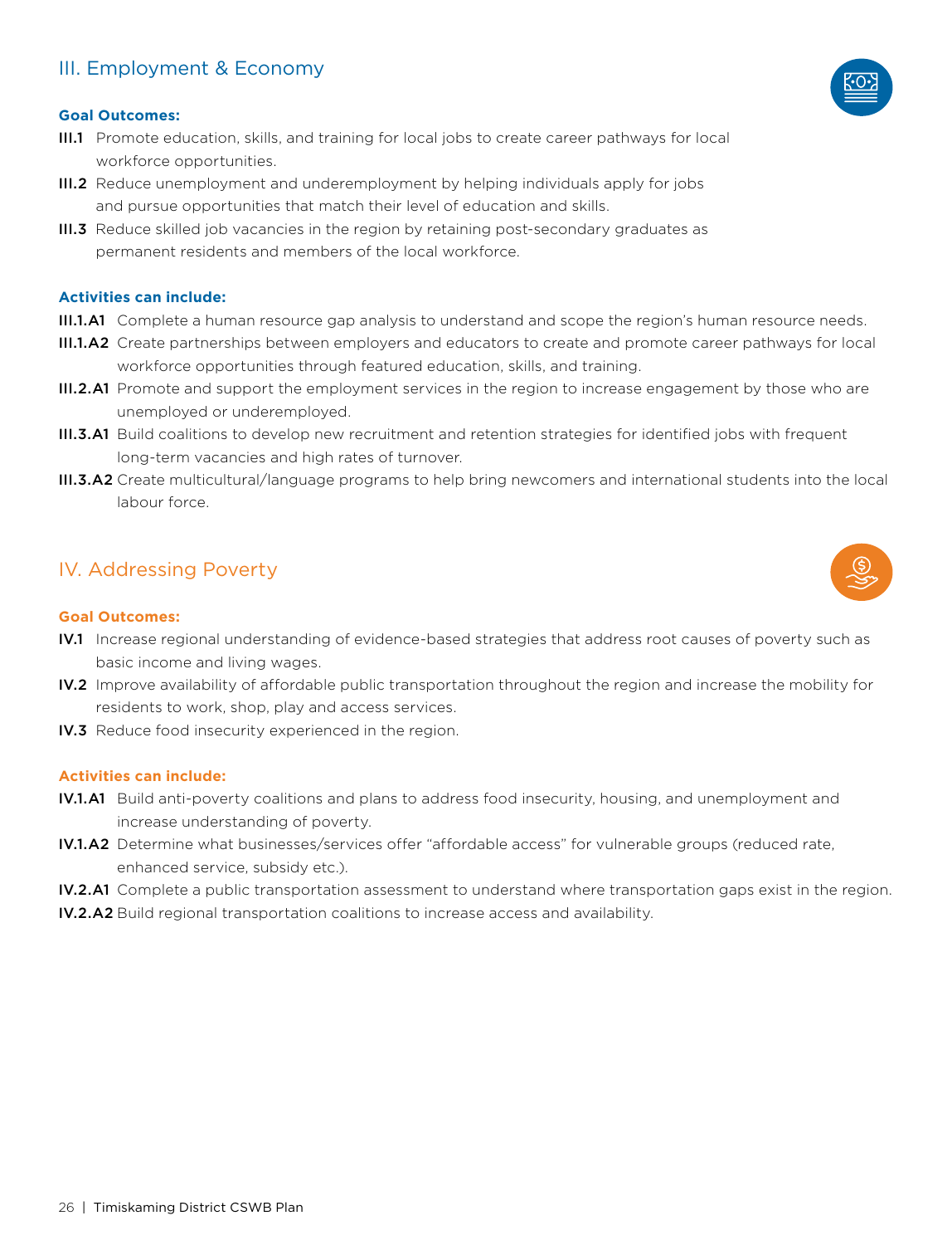## III. Employment & Economy

**Goal Outcomes:**

**III.1** Promote education, skills, and training for local jobs to create career pathways for local workforce opportunities.

**III.2** Reduce unemployment and underemployment by helping individuals apply for jobs and pursue opportunities that match their level of education and skills.

**III.3** Reduce skilled job vacancies in the region by retaining post-secondary graduates as permanent residents and members of the local workforce.

**Activities can include:**

**III.1.A1** Complete a human resource gap analysis to understand and scope the region's human resource needs.

**III.1.A2** Create partnerships between employers and educators to create and promote career pathways for local workforce opportunities through featured education, skills, and training.

**III.2.A1** Promote and support the employment services in the region to increase engagement by those who are unemployed or underemployed.

**III.3.A1** Build coalitions to develop new recruitment and retention strategies for identified jobs with frequent long-term vacancies and high rates of turnover.

**III.3.A2** Create multicultural/language programs to help bring newcomers and international students into the local labour force.

## IV. Addressing Poverty

**Goal Outcomes:**

**IV.1** Increase regional understanding of evidence-based strategies that address root causes of poverty such as basic income and living wages.

**IV.2** Improve availability of affordable public transportation throughout the region and increase the mobility for residents to work, shop, play and access services.

**IV.3** Reduce food insecurity experienced in the region.

**Activities can include:**

**IV.1.A1** Build anti-poverty coalitions and plans to address food insecurity, housing, and unemployment and increase understanding of poverty.

**IV.1.A2** Determine what businesses/services offer "affordable access" for vulnerable groups (reduced rate, enhanced service, subsidy etc.).

**IV.2.A1** Complete a public transportation assessment to understand where transportation gaps exist in the region.

**IV.2.A2** Build regional transportation coalitions to increase access and availability.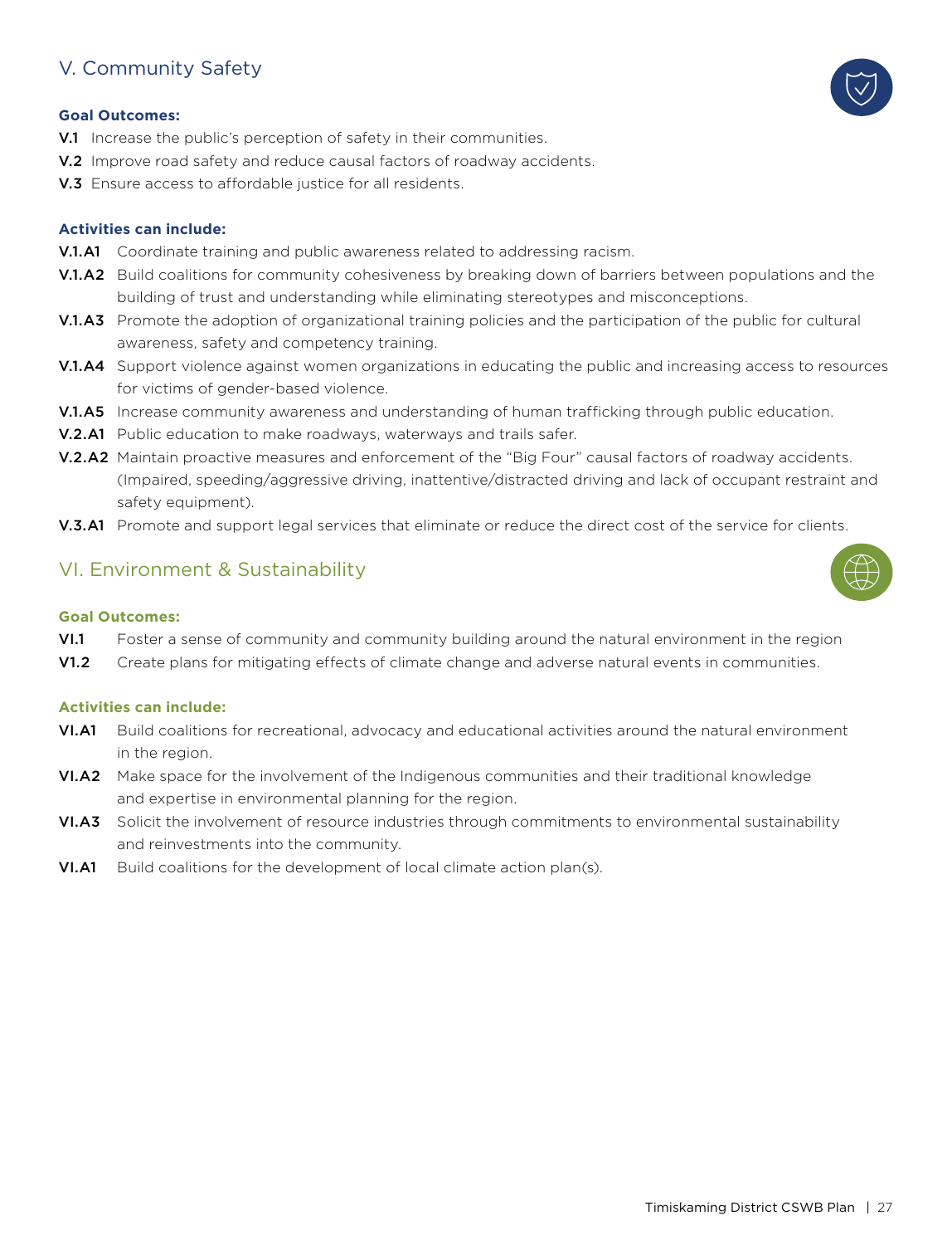## V. Community Safety

**Goal Outcomes:**

**V.1** Increase the public's perception of safety in their communities.

**V.2** Improve road safety and reduce causal factors of roadway accidents.

**V.3** Ensure access to affordable justice for all residents.

**Activities can include:**

**V.1.A1** Coordinate training and public awareness related to addressing racism.

**V.1.A2** Build coalitions for community cohesiveness by breaking down of barriers between populations and the building of trust and understanding while eliminating stereotypes and misconceptions.

**V.1.A3** Promote the adoption of organizational training policies and the participation of the public for cultural awareness, safety and competency training.

**V.1.A4** Support violence against women organizations in educating the public and increasing access to resources for victims of gender-based violence.

**V.1.A5** Increase community awareness and understanding of human trafficking through public education.

**V.2.A1** Public education to make roadways, waterways and trails safer.

**V.2.A2** Maintain proactive measures and enforcement of the "Big Four" causal factors of roadway accidents. (Impaired, speeding/aggressive driving, inattentive/distracted driving and lack of occupant restraint and safety equipment).

**V.3.A1** Promote and support legal services that eliminate or reduce the direct cost of the service for clients.

## VI. Environment & Sustainability

**Goal Outcomes:**

**VI.1** Foster a sense of community and community building around the natural environment in the region

**V1.2** Create plans for mitigating effects of climate change and adverse natural events in communities.

**Activities can include:**

**VI.A1** Build coalitions for recreational, advocacy and educational activities around the natural environment in the region.

**VI.A2** Make space for the involvement of the Indigenous communities and their traditional knowledge and expertise in environmental planning for the region.

**VI.A3** Solicit the involvement of resource industries through commitments to environmental sustainability and reinvestments into the community.

**VI.A1** Build coalitions for the development of local climate action plan(s).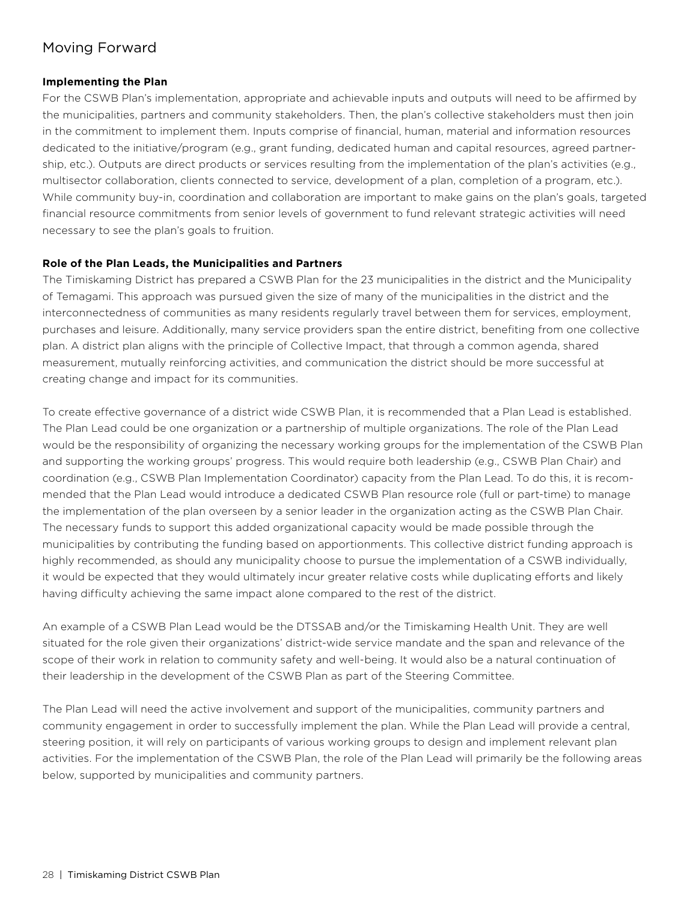# Moving Forward

**Implementing the Plan**

For the CSWB Plan's implementation, appropriate and achievable inputs and outputs will need to be affirmed by the municipalities, partners and community stakeholders. Then, the plan's collective stakeholders must then join in the commitment to implement them. Inputs comprise of financial, human, material and information resources dedicated to the initiative/program (e.g., grant funding, dedicated human and capital resources, agreed partnership, etc.). Outputs are direct products or services resulting from the implementation of the plan's activities (e.g., multisector collaboration, clients connected to service, development of a plan, completion of a program, etc.). While community buy-in, coordination and collaboration are important to make gains on the plan's goals, targeted financial resource commitments from senior levels of government to fund relevant strategic activities will need necessary to see the plan's goals to fruition.

**Role of the Plan Leads, the Municipalities and Partners**

The Timiskaming District has prepared a CSWB Plan for the 23 municipalities in the district and the Municipality of Temagami. This approach was pursued given the size of many of the municipalities in the district and the interconnectedness of communities as many residents regularly travel between them for services, employment, purchases and leisure. Additionally, many service providers span the entire district, benefiting from one collective plan. A district plan aligns with the principle of Collective Impact, that through a common agenda, shared measurement, mutually reinforcing activities, and communication the district should be more successful at creating change and impact for its communities.

To create effective governance of a district wide CSWB Plan, it is recommended that a Plan Lead is established. The Plan Lead could be one organization or a partnership of multiple organizations. The role of the Plan Lead would be the responsibility of organizing the necessary working groups for the implementation of the CSWB Plan and supporting the working groups' progress. This would require both leadership (e.g., CSWB Plan Chair) and coordination (e.g., CSWB Plan Implementation Coordinator) capacity from the Plan Lead. To do this, it is recommended that the Plan Lead would introduce a dedicated CSWB Plan resource role (full or part-time) to manage the implementation of the plan overseen by a senior leader in the organization acting as the CSWB Plan Chair. The necessary funds to support this added organizational capacity would be made possible through the municipalities by contributing the funding based on apportionments. This collective district funding approach is highly recommended, as should any municipality choose to pursue the implementation of a CSWB individually, it would be expected that they would ultimately incur greater relative costs while duplicating efforts and likely having difficulty achieving the same impact alone compared to the rest of the district.

An example of a CSWB Plan Lead would be the DTSSAB and/or the Timiskaming Health Unit. They are well situated for the role given their organizations' district-wide service mandate and the span and relevance of the scope of their work in relation to community safety and well-being. It would also be a natural continuation of their leadership in the development of the CSWB Plan as part of the Steering Committee.

The Plan Lead will need the active involvement and support of the municipalities, community partners and community engagement in order to successfully implement the plan. While the Plan Lead will provide a central, steering position, it will rely on participants of various working groups to design and implement relevant plan activities. For the implementation of the CSWB Plan, the role of the Plan Lead will primarily be the following areas below, supported by municipalities and community partners.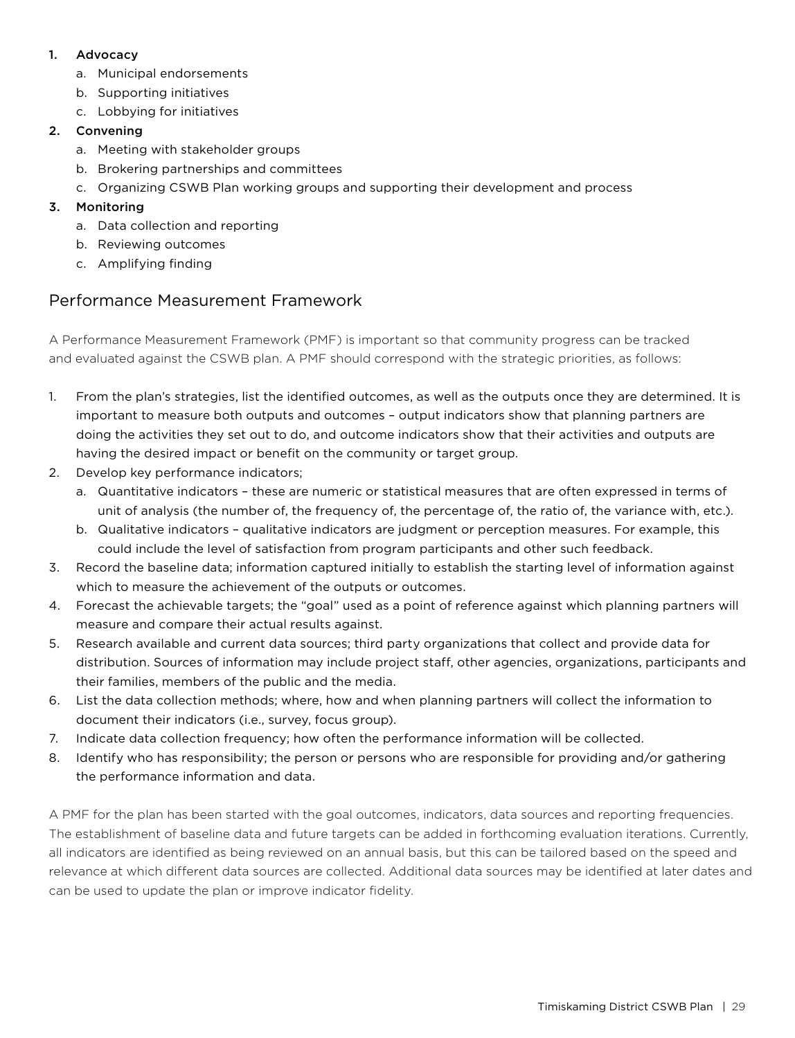1. **Advocacy**
    a. Municipal endorsements
    b. Supporting initiatives
    c. Lobbying for initiatives
2. **Convening**
    a. Meeting with stakeholder groups
    b. Brokering partnerships and committees
    c. Organizing CSWB Plan working groups and supporting their development and process
3. **Monitoring**
    a. Data collection and reporting
    b. Reviewing outcomes
    c. Amplifying finding

## Performance Measurement Framework

A Performance Measurement Framework (PMF) is important so that community progress can be tracked and evaluated against the CSWB plan. A PMF should correspond with the strategic priorities, as follows:

1. From the plan's strategies, list the identified outcomes, as well as the outputs once they are determined. It is important to measure both outputs and outcomes – output indicators show that planning partners are doing the activities they set out to do, and outcome indicators show that their activities and outputs are having the desired impact or benefit on the community or target group.
2. Develop key performance indicators;
    a. Quantitative indicators – these are numeric or statistical measures that are often expressed in terms of unit of analysis (the number of, the frequency of, the percentage of, the ratio of, the variance with, etc.).
    b. Qualitative indicators – qualitative indicators are judgment or perception measures. For example, this could include the level of satisfaction from program participants and other such feedback.
3. Record the baseline data; information captured initially to establish the starting level of information against which to measure the achievement of the outputs or outcomes.
4. Forecast the achievable targets; the "goal" used as a point of reference against which planning partners will measure and compare their actual results against.
5. Research available and current data sources; third party organizations that collect and provide data for distribution. Sources of information may include project staff, other agencies, organizations, participants and their families, members of the public and the media.
6. List the data collection methods; where, how and when planning partners will collect the information to document their indicators (i.e., survey, focus group).
7. Indicate data collection frequency; how often the performance information will be collected.
8. Identify who has responsibility; the person or persons who are responsible for providing and/or gathering the performance information and data.

A PMF for the plan has been started with the goal outcomes, indicators, data sources and reporting frequencies. The establishment of baseline data and future targets can be added in forthcoming evaluation iterations. Currently, all indicators are identified as being reviewed on an annual basis, but this can be tailored based on the speed and relevance at which different data sources are collected. Additional data sources may be identified at later dates and can be used to update the plan or improve indicator fidelity.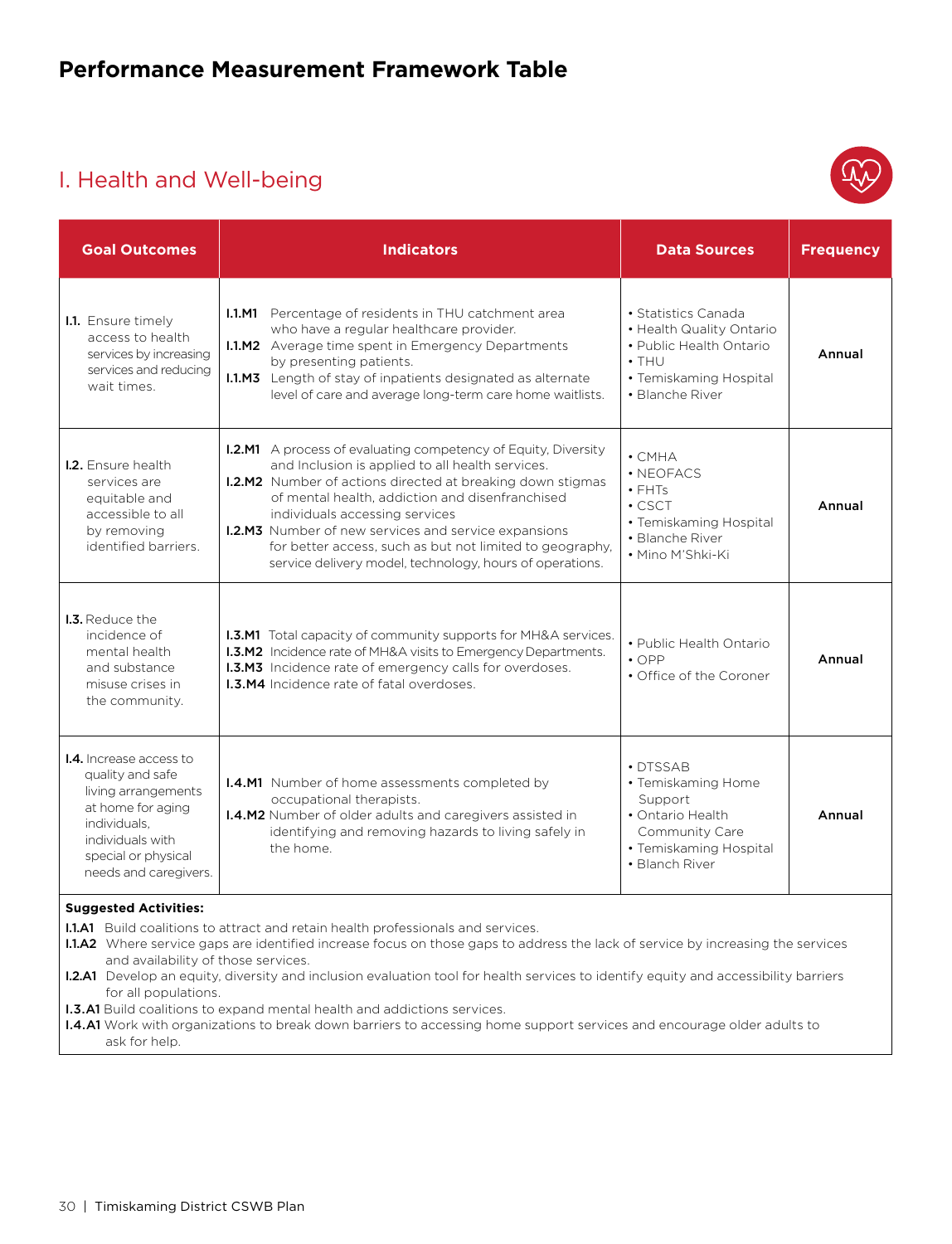# Performance Measurement Framework Table

## I. Health and Well-being

| Goal Outcomes | Indicators | Data Sources | Frequency |
|---|---|---|---|
| **I.1.** Ensure timely access to health services by increasing services and reducing wait times. | **I.1.M1** Percentage of residents in THU catchment area who have a regular healthcare provider.<br>**I.1.M2** Average time spent in Emergency Departments by presenting patients.<br>**I.1.M3** Length of stay of inpatients designated as alternate level of care and average long-term care home waitlists. | • Statistics Canada<br>• Health Quality Ontario<br>• Public Health Ontario<br>• THU<br>• Temiskaming Hospital<br>• Blanche River | Annual |
| **I.2.** Ensure health services are equitable and accessible to all by removing identified barriers. | **I.2.M1** A process of evaluating competency of Equity, Diversity and Inclusion is applied to all health services.<br>**I.2.M2** Number of actions directed at breaking down stigmas of mental health, addiction and disenfranchised individuals accessing services<br>**I.2.M3** Number of new services and service expansions for better access, such as but not limited to geography, service delivery model, technology, hours of operations. | • CMHA<br>• NEOFACS<br>• FHTs<br>• CSCT<br>• Temiskaming Hospital<br>• Blanche River<br>• Mino M'Shki-Ki | Annual |
| **I.3.** Reduce the incidence of mental health and substance misuse crises in the community. | **I.3.M1** Total capacity of community supports for MH&A services.<br>**I.3.M2** Incidence rate of MH&A visits to Emergency Departments.<br>**I.3.M3** Incidence rate of emergency calls for overdoses.<br>**I.3.M4** Incidence rate of fatal overdoses. | • Public Health Ontario<br>• OPP<br>• Office of the Coroner | Annual |
| **I.4.** Increase access to quality and safe living arrangements at home for aging individuals, individuals with special or physical needs and caregivers. | **I.4.M1** Number of home assessments completed by occupational therapists.<br>**I.4.M2** Number of older adults and caregivers assisted in identifying and removing hazards to living safely in the home. | • DTSSAB<br>• Temiskaming Home Support<br>• Ontario Health Community Care<br>• Temiskaming Hospital<br>• Blanch River | Annual |

**Suggested Activities:**

**I.1.A1** Build coalitions to attract and retain health professionals and services.
**I.1.A2** Where service gaps are identified increase focus on those gaps to address the lack of service by increasing the services and availability of those services.
**I.2.A1** Develop an equity, diversity and inclusion evaluation tool for health services to identify equity and accessibility barriers for all populations.
**I.3.A1** Build coalitions to expand mental health and addictions services.
**I.4.A1** Work with organizations to break down barriers to accessing home support services and encourage older adults to ask for help.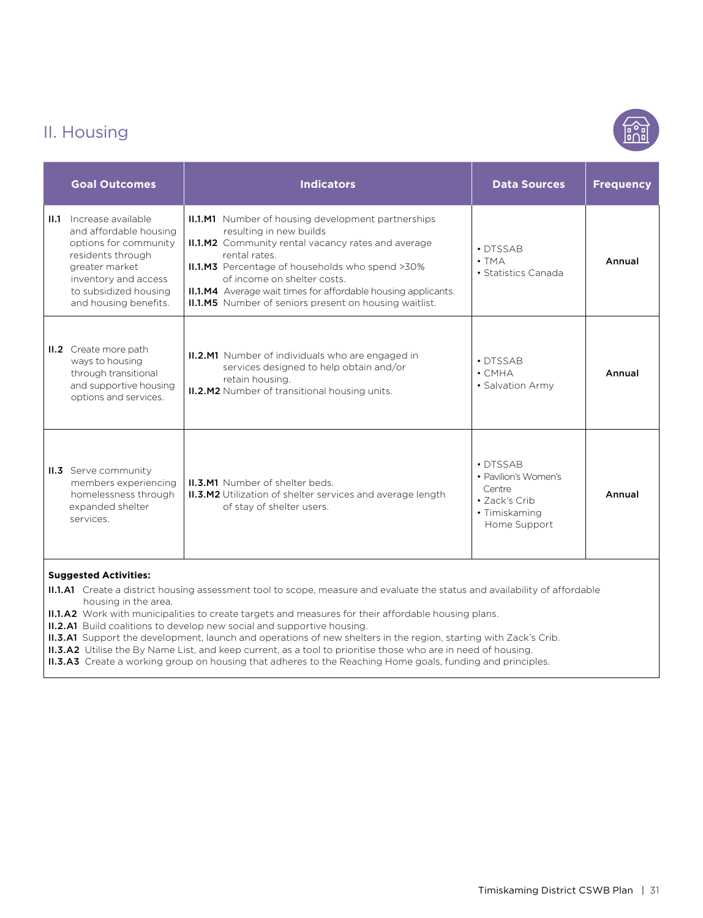## II. Housing

| Goal Outcomes | Indicators | Data Sources | Frequency |
|---|---|---|---|
| **II.1** Increase available and affordable housing options for community residents through greater market inventory and access to subsidized housing and housing benefits. | **II.1.M1** Number of housing development partnerships resulting in new builds<br>**II.1.M2** Community rental vacancy rates and average rental rates.<br>**II.1.M3** Percentage of households who spend >30% of income on shelter costs.<br>**II.1.M4** Average wait times for affordable housing applicants.<br>**II.1.M5** Number of seniors present on housing waitlist. | • DTSSAB<br>• TMA<br>• Statistics Canada | **Annual** |
| **II.2** Create more path ways to housing through transitional and supportive housing options and services. | **II.2.M1** Number of individuals who are engaged in services designed to help obtain and/or retain housing.<br>**II.2.M2** Number of transitional housing units. | • DTSSAB<br>• CMHA<br>• Salvation Army | **Annual** |
| **II.3** Serve community members experiencing homelessness through expanded shelter services. | **II.3.M1** Number of shelter beds.<br>**II.3.M2** Utilization of shelter services and average length of stay of shelter users. | • DTSSAB<br>• Pavilion's Women's Centre<br>• Zack's Crib<br>• Timiskaming Home Support | **Annual** |

**Suggested Activities:**

**II.1.A1** Create a district housing assessment tool to scope, measure and evaluate the status and availability of affordable housing in the area.
**II.1.A2** Work with municipalities to create targets and measures for their affordable housing plans.
**II.2.A1** Build coalitions to develop new social and supportive housing.
**II.3.A1** Support the development, launch and operations of new shelters in the region, starting with Zack's Crib.
**II.3.A2** Utilise the By Name List, and keep current, as a tool to prioritise those who are in need of housing.
**II.3.A3** Create a working group on housing that adheres to the Reaching Home goals, funding and principles.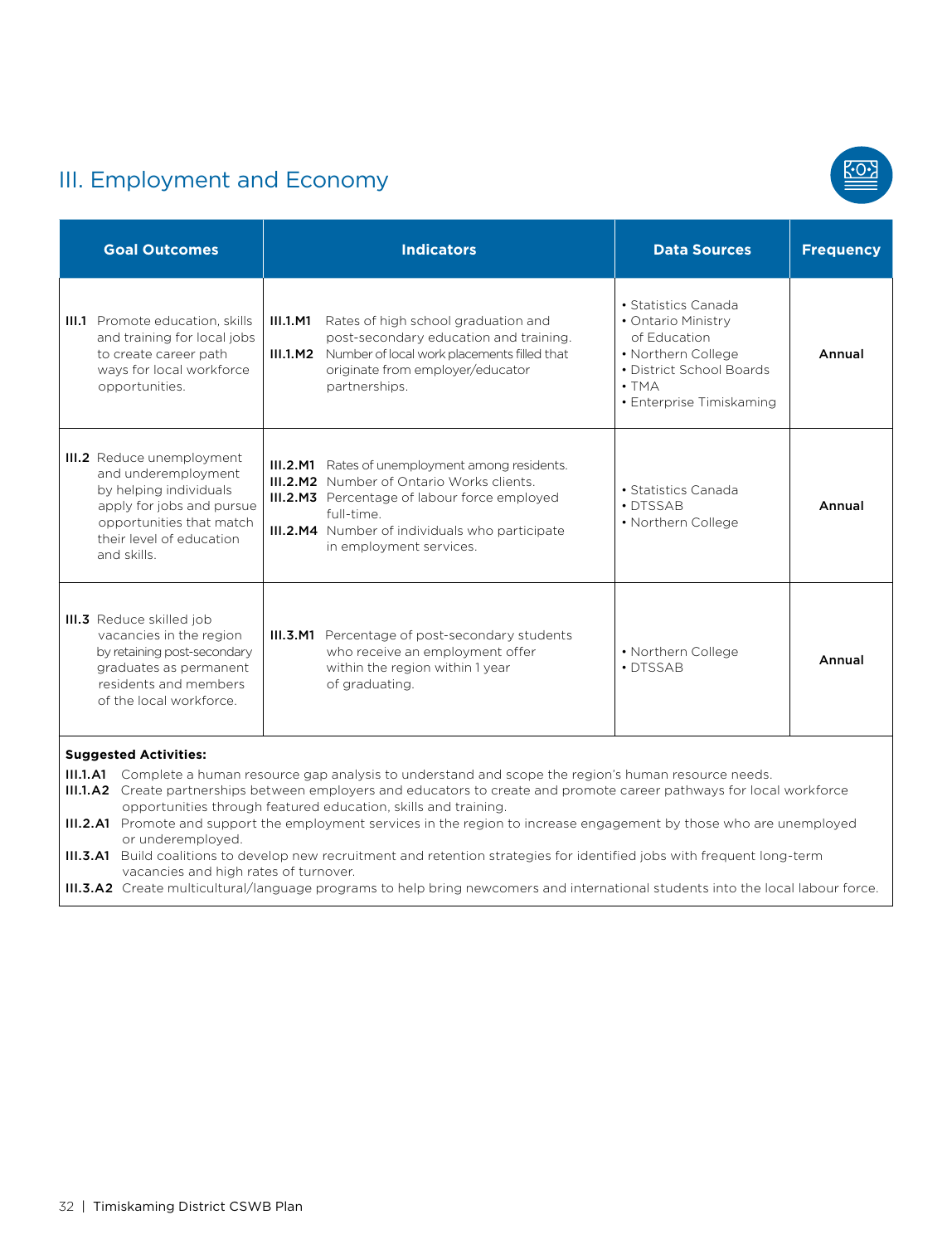## III. Employment and Economy

| Goal Outcomes | Indicators | Data Sources | Frequency |
|---|---|---|---|
| **III.1** Promote education, skills and training for local jobs to create career path ways for local workforce opportunities. | **III.1.M1** Rates of high school graduation and post-secondary education and training.<br>**III.1.M2** Number of local work placements filled that originate from employer/educator partnerships. | • Statistics Canada<br>• Ontario Ministry of Education<br>• Northern College<br>• District School Boards<br>• TMA<br>• Enterprise Timiskaming | **Annual** |
| **III.2** Reduce unemployment and underemployment by helping individuals apply for jobs and pursue opportunities that match their level of education and skills. | **III.2.M1** Rates of unemployment among residents.<br>**III.2.M2** Number of Ontario Works clients.<br>**III.2.M3** Percentage of labour force employed full-time.<br>**III.2.M4** Number of individuals who participate in employment services. | • Statistics Canada<br>• DTSSAB<br>• Northern College | **Annual** |
| **III.3** Reduce skilled job vacancies in the region by retaining post-secondary graduates as permanent residents and members of the local workforce. | **III.3.M1** Percentage of post-secondary students who receive an employment offer within the region within 1 year of graduating. | • Northern College<br>• DTSSAB | **Annual** |

**Suggested Activities:**

**III.1.A1** Complete a human resource gap analysis to understand and scope the region's human resource needs.

**III.1.A2** Create partnerships between employers and educators to create and promote career pathways for local workforce opportunities through featured education, skills and training.

**III.2.A1** Promote and support the employment services in the region to increase engagement by those who are unemployed or underemployed.

**III.3.A1** Build coalitions to develop new recruitment and retention strategies for identified jobs with frequent long-term vacancies and high rates of turnover.

**III.3.A2** Create multicultural/language programs to help bring newcomers and international students into the local labour force.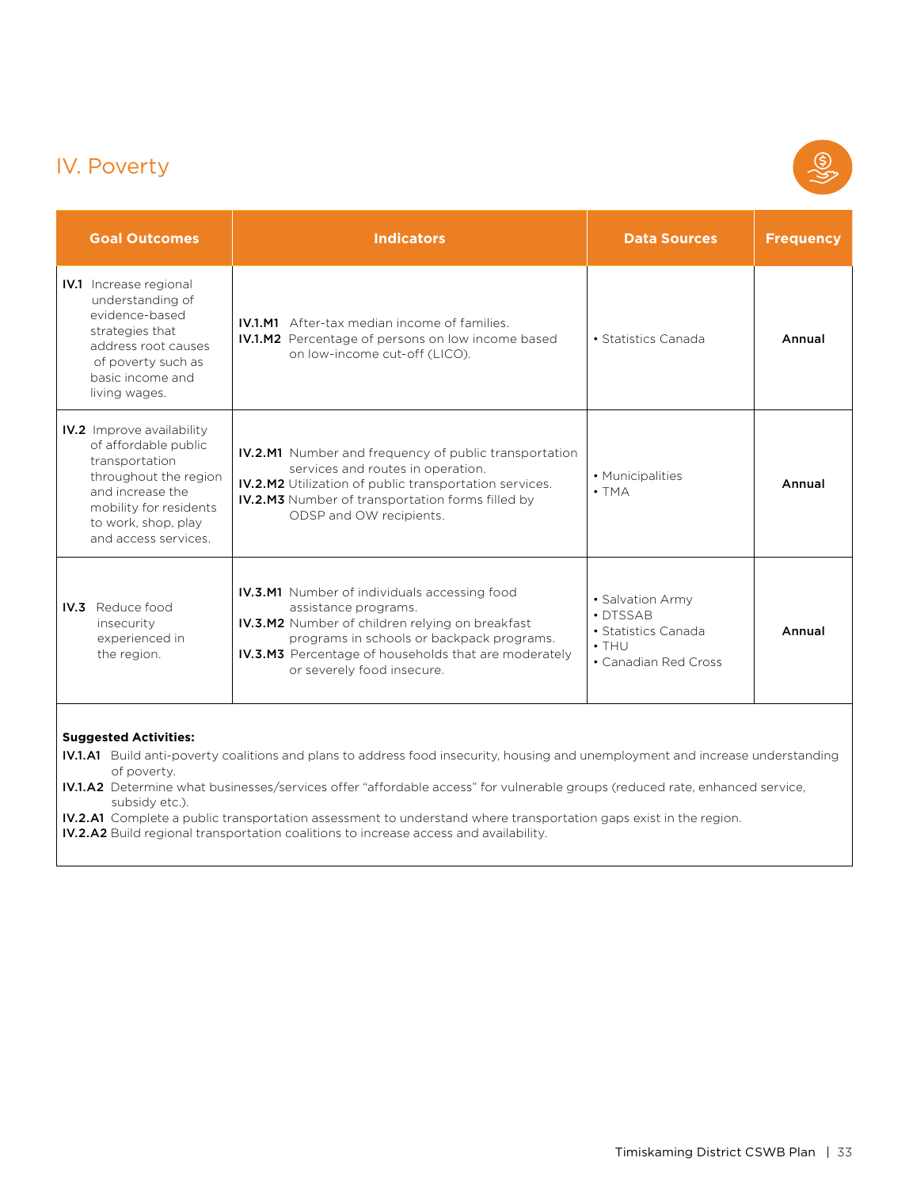## IV. Poverty

| Goal Outcomes | Indicators | Data Sources | Frequency |
|---|---|---|---|
| **IV.1** Increase regional understanding of evidence-based strategies that address root causes of poverty such as basic income and living wages. | **IV.1.M1** After-tax median income of families.<br>**IV.1.M2** Percentage of persons on low income based on low-income cut-off (LICO). | • Statistics Canada | **Annual** |
| **IV.2** Improve availability of affordable public transportation throughout the region and increase the mobility for residents to work, shop, play and access services. | **IV.2.M1** Number and frequency of public transportation services and routes in operation.<br>**IV.2.M2** Utilization of public transportation services.<br>**IV.2.M3** Number of transportation forms filled by ODSP and OW recipients. | • Municipalities<br>• TMA | **Annual** |
| **IV.3** Reduce food insecurity experienced in the region. | **IV.3.M1** Number of individuals accessing food assistance programs.<br>**IV.3.M2** Number of children relying on breakfast programs in schools or backpack programs.<br>**IV.3.M3** Percentage of households that are moderately or severely food insecure. | • Salvation Army<br>• DTSSAB<br>• Statistics Canada<br>• THU<br>• Canadian Red Cross | **Annual** |

**Suggested Activities:**

**IV.1.A1** Build anti-poverty coalitions and plans to address food insecurity, housing and unemployment and increase understanding of poverty.

**IV.1.A2** Determine what businesses/services offer "affordable access" for vulnerable groups (reduced rate, enhanced service, subsidy etc.).

**IV.2.A1** Complete a public transportation assessment to understand where transportation gaps exist in the region.

**IV.2.A2** Build regional transportation coalitions to increase access and availability.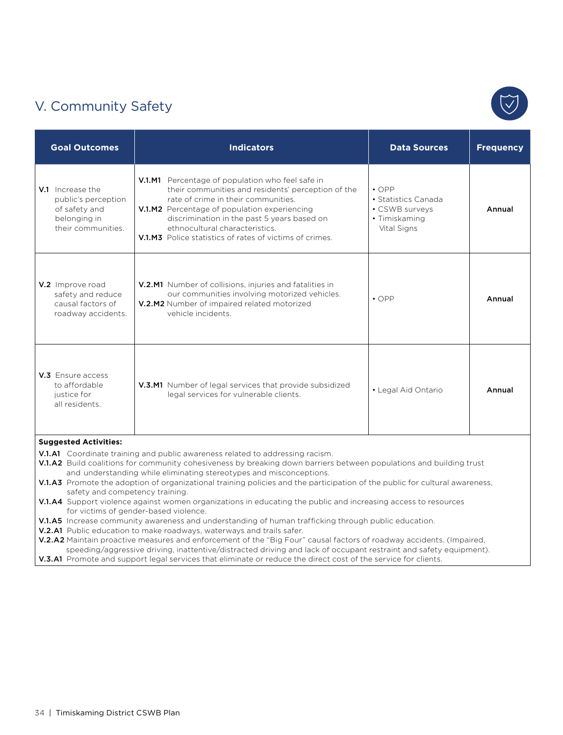## V. Community Safety

| Goal Outcomes | Indicators | Data Sources | Frequency |
|---|---|---|---|
| **V.1** Increase the public's perception of safety and belonging in their communities. | **V.1.M1** Percentage of population who feel safe in their communities and residents' perception of the rate of crime in their communities.<br>**V.1.M2** Percentage of population experiencing discrimination in the past 5 years based on ethnocultural characteristics.<br>**V.1.M3** Police statistics of rates of victims of crimes. | • OPP<br>• Statistics Canada<br>• CSWB surveys<br>• Timiskaming Vital Signs | **Annual** |
| **V.2** Improve road safety and reduce causal factors of roadway accidents. | **V.2.M1** Number of collisions, injuries and fatalities in our communities involving motorized vehicles.<br>**V.2.M2** Number of impaired related motorized vehicle incidents. | • OPP | **Annual** |
| **V.3** Ensure access to affordable justice for all residents. | **V.3.M1** Number of legal services that provide subsidized legal services for vulnerable clients. | • Legal Aid Ontario | **Annual** |

**Suggested Activities:**

**V.1.A1** Coordinate training and public awareness related to addressing racism.
**V.1.A2** Build coalitions for community cohesiveness by breaking down barriers between populations and building trust and understanding while eliminating stereotypes and misconceptions.
**V.1.A3** Promote the adoption of organizational training policies and the participation of the public for cultural awareness, safety and competency training.
**V.1.A4** Support violence against women organizations in educating the public and increasing access to resources for victims of gender-based violence.
**V.1.A5** Increase community awareness and understanding of human trafficking through public education.
**V.2.A1** Public education to make roadways, waterways and trails safer.
**V.2.A2** Maintain proactive measures and enforcement of the "Big Four" causal factors of roadway accidents. (Impaired, speeding/aggressive driving, inattentive/distracted driving and lack of occupant restraint and safety equipment).
**V.3.A1** Promote and support legal services that eliminate or reduce the direct cost of the service for clients.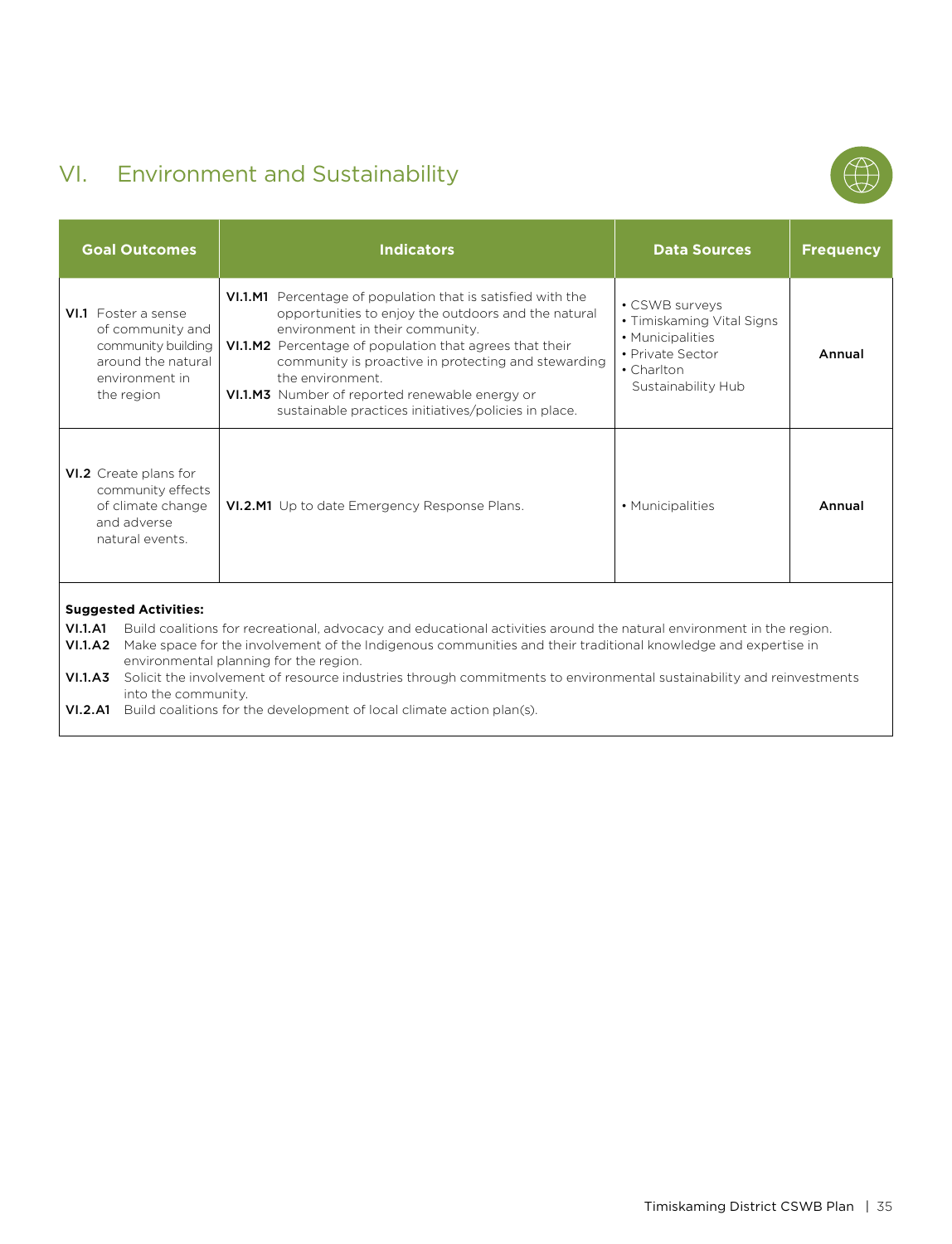## VI. Environment and Sustainability

| Goal Outcomes | Indicators | Data Sources | Frequency |
|---|---|---|---|
| **VI.1** Foster a sense of community and community building around the natural environment in the region | **VI.1.M1** Percentage of population that is satisfied with the opportunities to enjoy the outdoors and the natural environment in their community.<br>**VI.1.M2** Percentage of population that agrees that their community is proactive in protecting and stewarding the environment.<br>**VI.1.M3** Number of reported renewable energy or sustainable practices initiatives/policies in place. | • CSWB surveys<br>• Timiskaming Vital Signs<br>• Municipalities<br>• Private Sector<br>• Charlton Sustainability Hub | **Annual** |
| **VI.2** Create plans for community effects of climate change and adverse natural events. | **VI.2.M1** Up to date Emergency Response Plans. | • Municipalities | **Annual** |

**Suggested Activities:**

**VI.1.A1** Build coalitions for recreational, advocacy and educational activities around the natural environment in the region.
**VI.1.A2** Make space for the involvement of the Indigenous communities and their traditional knowledge and expertise in environmental planning for the region.
**VI.1.A3** Solicit the involvement of resource industries through commitments to environmental sustainability and reinvestments into the community.
**VI.2.A1** Build coalitions for the development of local climate action plan(s).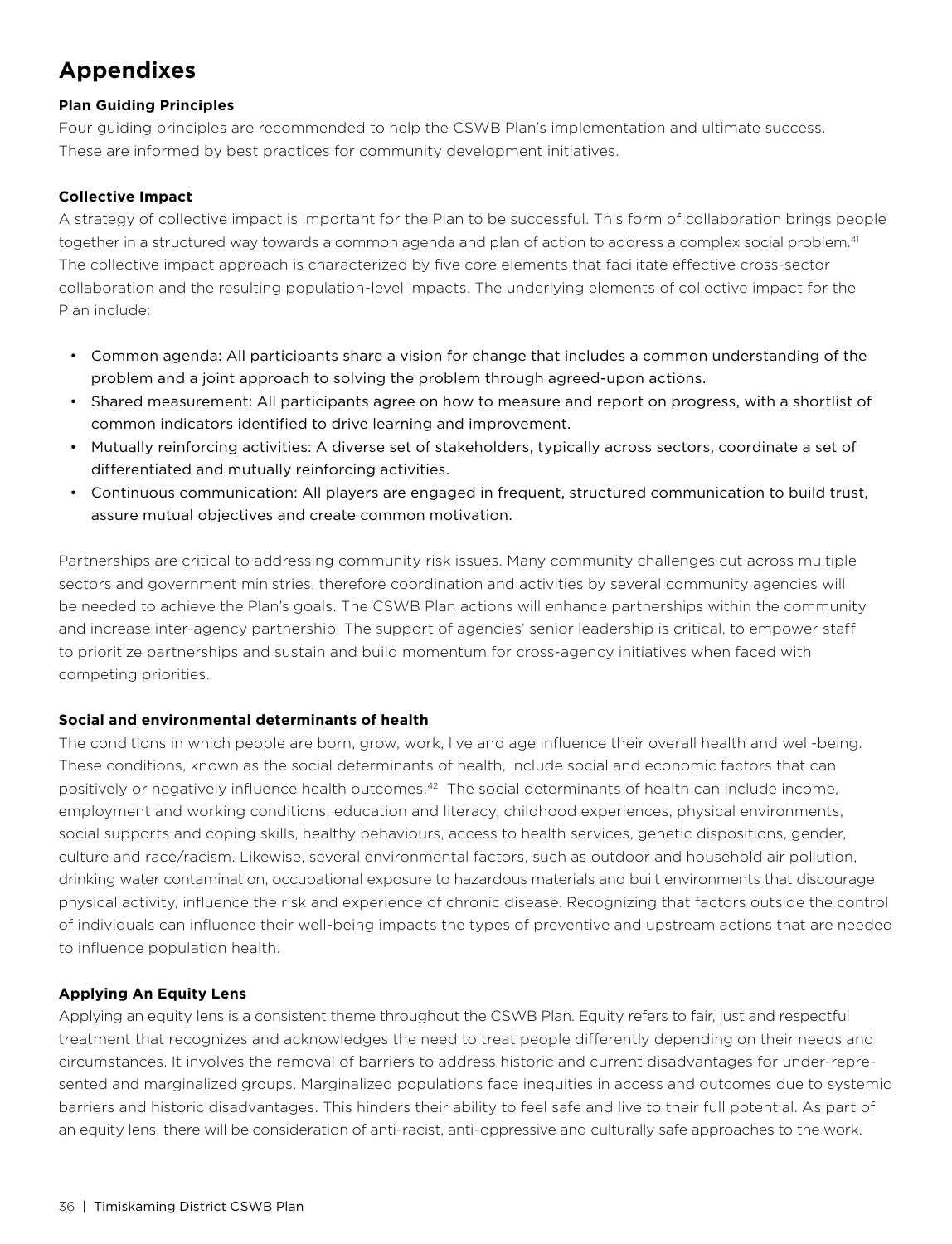# Appendixes

**Plan Guiding Principles**

Four guiding principles are recommended to help the CSWB Plan's implementation and ultimate success. These are informed by best practices for community development initiatives.

**Collective Impact**

A strategy of collective impact is important for the Plan to be successful. This form of collaboration brings people together in a structured way towards a common agenda and plan of action to address a complex social problem.[41] The collective impact approach is characterized by five core elements that facilitate effective cross-sector collaboration and the resulting population-level impacts. The underlying elements of collective impact for the Plan include:

- Common agenda: All participants share a vision for change that includes a common understanding of the problem and a joint approach to solving the problem through agreed-upon actions.
- Shared measurement: All participants agree on how to measure and report on progress, with a shortlist of common indicators identified to drive learning and improvement.
- Mutually reinforcing activities: A diverse set of stakeholders, typically across sectors, coordinate a set of differentiated and mutually reinforcing activities.
- Continuous communication: All players are engaged in frequent, structured communication to build trust, assure mutual objectives and create common motivation.

Partnerships are critical to addressing community risk issues. Many community challenges cut across multiple sectors and government ministries, therefore coordination and activities by several community agencies will be needed to achieve the Plan's goals. The CSWB Plan actions will enhance partnerships within the community and increase inter-agency partnership. The support of agencies' senior leadership is critical, to empower staff to prioritize partnerships and sustain and build momentum for cross-agency initiatives when faced with competing priorities.

**Social and environmental determinants of health**

The conditions in which people are born, grow, work, live and age influence their overall health and well-being. These conditions, known as the social determinants of health, include social and economic factors that can positively or negatively influence health outcomes.[42] The social determinants of health can include income, employment and working conditions, education and literacy, childhood experiences, physical environments, social supports and coping skills, healthy behaviours, access to health services, genetic dispositions, gender, culture and race/racism. Likewise, several environmental factors, such as outdoor and household air pollution, drinking water contamination, occupational exposure to hazardous materials and built environments that discourage physical activity, influence the risk and experience of chronic disease. Recognizing that factors outside the control of individuals can influence their well-being impacts the types of preventive and upstream actions that are needed to influence population health.

**Applying An Equity Lens**

Applying an equity lens is a consistent theme throughout the CSWB Plan. Equity refers to fair, just and respectful treatment that recognizes and acknowledges the need to treat people differently depending on their needs and circumstances. It involves the removal of barriers to address historic and current disadvantages for under-represented and marginalized groups. Marginalized populations face inequities in access and outcomes due to systemic barriers and historic disadvantages. This hinders their ability to feel safe and live to their full potential. As part of an equity lens, there will be consideration of anti-racist, anti-oppressive and culturally safe approaches to the work.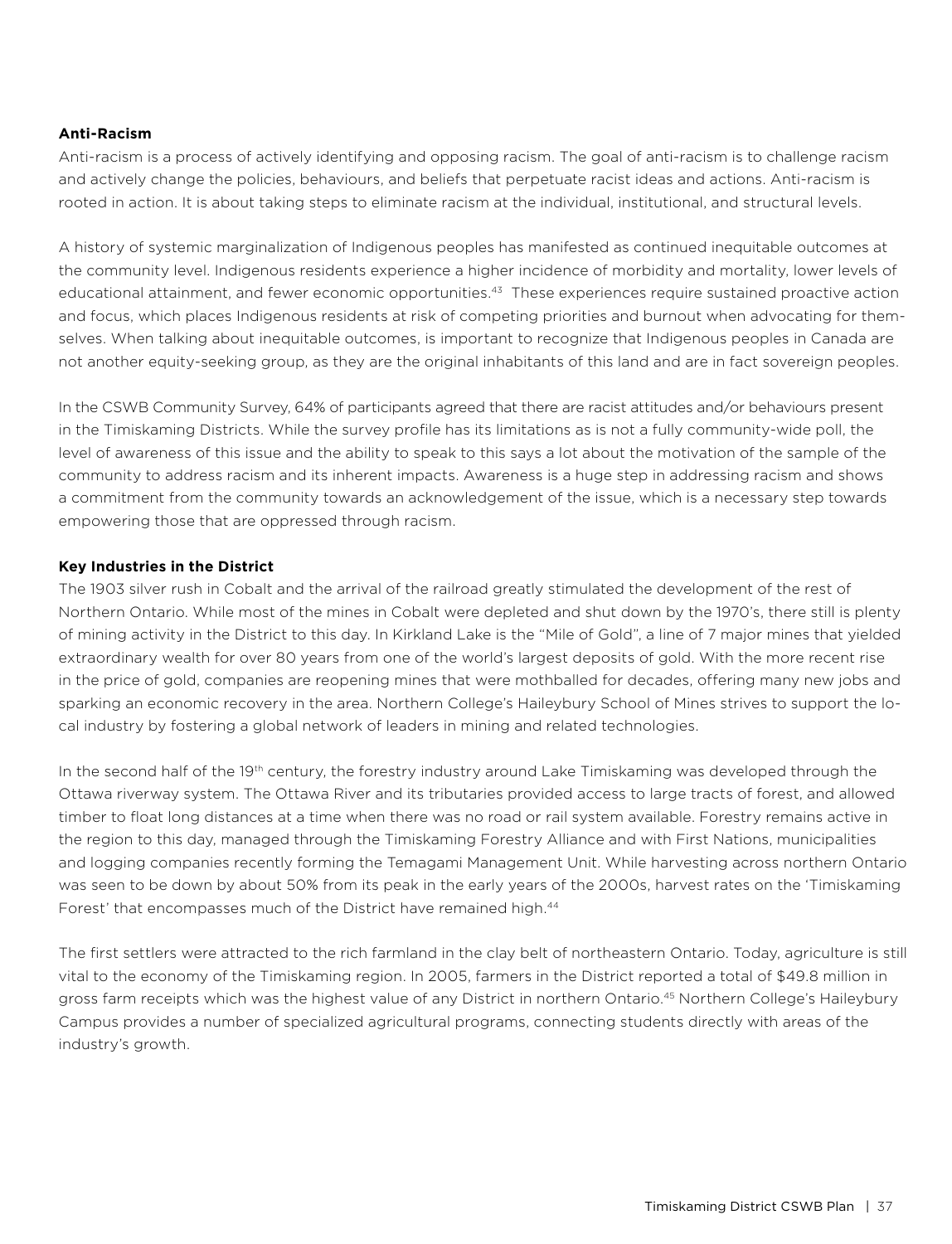**Anti-Racism**

Anti-racism is a process of actively identifying and opposing racism. The goal of anti-racism is to challenge racism and actively change the policies, behaviours, and beliefs that perpetuate racist ideas and actions. Anti-racism is rooted in action. It is about taking steps to eliminate racism at the individual, institutional, and structural levels.

A history of systemic marginalization of Indigenous peoples has manifested as continued inequitable outcomes at the community level. Indigenous residents experience a higher incidence of morbidity and mortality, lower levels of educational attainment, and fewer economic opportunities.[43] These experiences require sustained proactive action and focus, which places Indigenous residents at risk of competing priorities and burnout when advocating for themselves. When talking about inequitable outcomes, is important to recognize that Indigenous peoples in Canada are not another equity-seeking group, as they are the original inhabitants of this land and are in fact sovereign peoples.

In the CSWB Community Survey, 64% of participants agreed that there are racist attitudes and/or behaviours present in the Timiskaming Districts. While the survey profile has its limitations as is not a fully community-wide poll, the level of awareness of this issue and the ability to speak to this says a lot about the motivation of the sample of the community to address racism and its inherent impacts. Awareness is a huge step in addressing racism and shows a commitment from the community towards an acknowledgement of the issue, which is a necessary step towards empowering those that are oppressed through racism.

**Key Industries in the District**

The 1903 silver rush in Cobalt and the arrival of the railroad greatly stimulated the development of the rest of Northern Ontario. While most of the mines in Cobalt were depleted and shut down by the 1970's, there still is plenty of mining activity in the District to this day. In Kirkland Lake is the "Mile of Gold", a line of 7 major mines that yielded extraordinary wealth for over 80 years from one of the world's largest deposits of gold. With the more recent rise in the price of gold, companies are reopening mines that were mothballed for decades, offering many new jobs and sparking an economic recovery in the area. Northern College's Haileybury School of Mines strives to support the local industry by fostering a global network of leaders in mining and related technologies.

In the second half of the 19th century, the forestry industry around Lake Timiskaming was developed through the Ottawa riverway system. The Ottawa River and its tributaries provided access to large tracts of forest, and allowed timber to float long distances at a time when there was no road or rail system available. Forestry remains active in the region to this day, managed through the Timiskaming Forestry Alliance and with First Nations, municipalities and logging companies recently forming the Temagami Management Unit. While harvesting across northern Ontario was seen to be down by about 50% from its peak in the early years of the 2000s, harvest rates on the 'Timiskaming Forest' that encompasses much of the District have remained high.[44]

The first settlers were attracted to the rich farmland in the clay belt of northeastern Ontario. Today, agriculture is still vital to the economy of the Timiskaming region. In 2005, farmers in the District reported a total of $49.8 million in gross farm receipts which was the highest value of any District in northern Ontario.[45] Northern College's Haileybury Campus provides a number of specialized agricultural programs, connecting students directly with areas of the industry's growth.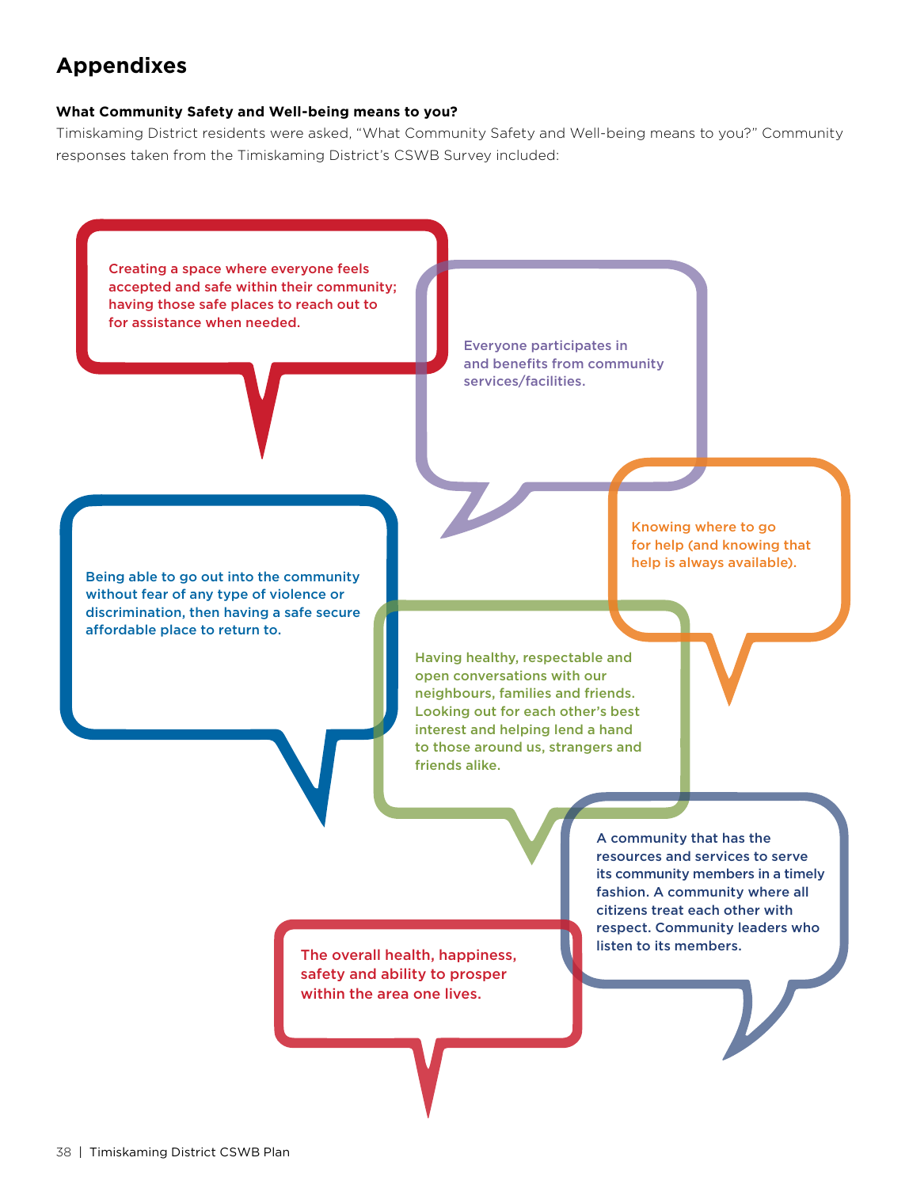# Appendixes

**What Community Safety and Well-being means to you?**

Timiskaming District residents were asked, "What Community Safety and Well-being means to you?" Community responses taken from the Timiskaming District's CSWB Survey included:

Creating a space where everyone feels accepted and safe within their community; having those safe places to reach out to for assistance when needed.

Everyone participates in and benefits from community services/facilities.

Knowing where to go for help (and knowing that help is always available).

Being able to go out into the community without fear of any type of violence or discrimination, then having a safe secure affordable place to return to.

Having healthy, respectable and open conversations with our neighbours, families and friends. Looking out for each other's best interest and helping lend a hand to those around us, strangers and friends alike.

A community that has the resources and services to serve its community members in a timely fashion. A community where all citizens treat each other with respect. Community leaders who listen to its members.

The overall health, happiness, safety and ability to prosper within the area one lives.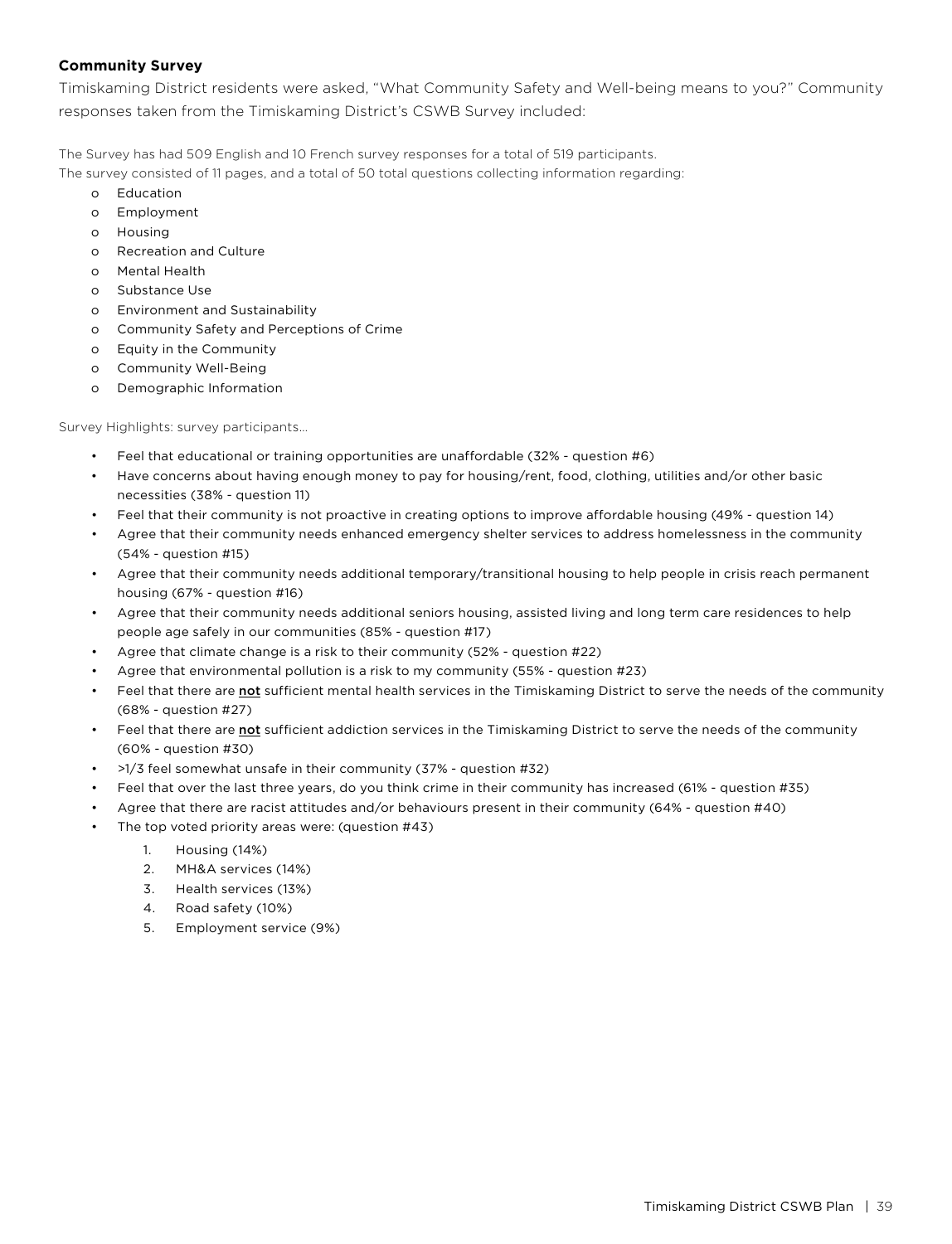**Community Survey**

Timiskaming District residents were asked, "What Community Safety and Well-being means to you?" Community responses taken from the Timiskaming District's CSWB Survey included:

The Survey has had 509 English and 10 French survey responses for a total of 519 participants.
The survey consisted of 11 pages, and a total of 50 total questions collecting information regarding:

- Education
- Employment
- Housing
- Recreation and Culture
- Mental Health
- Substance Use
- Environment and Sustainability
- Community Safety and Perceptions of Crime
- Equity in the Community
- Community Well-Being
- Demographic Information

Survey Highlights: survey participants...

- Feel that educational or training opportunities are unaffordable (32% - question #6)
- Have concerns about having enough money to pay for housing/rent, food, clothing, utilities and/or other basic necessities (38% - question 11)
- Feel that their community is not proactive in creating options to improve affordable housing (49% - question 14)
- Agree that their community needs enhanced emergency shelter services to address homelessness in the community (54% - question #15)
- Agree that their community needs additional temporary/transitional housing to help people in crisis reach permanent housing (67% - question #16)
- Agree that their community needs additional seniors housing, assisted living and long term care residences to help people age safely in our communities (85% - question #17)
- Agree that climate change is a risk to their community (52% - question #22)
- Agree that environmental pollution is a risk to my community (55% - question #23)
- Feel that there are **not** sufficient mental health services in the Timiskaming District to serve the needs of the community (68% - question #27)
- Feel that there are **not** sufficient addiction services in the Timiskaming District to serve the needs of the community (60% - question #30)
- >1/3 feel somewhat unsafe in their community (37% - question #32)
- Feel that over the last three years, do you think crime in their community has increased (61% - question #35)
- Agree that there are racist attitudes and/or behaviours present in their community (64% - question #40)
- The top voted priority areas were: (question #43)
    1. Housing (14%)
    2. MH&A services (14%)
    3. Health services (13%)
    4. Road safety (10%)
    5. Employment service (9%)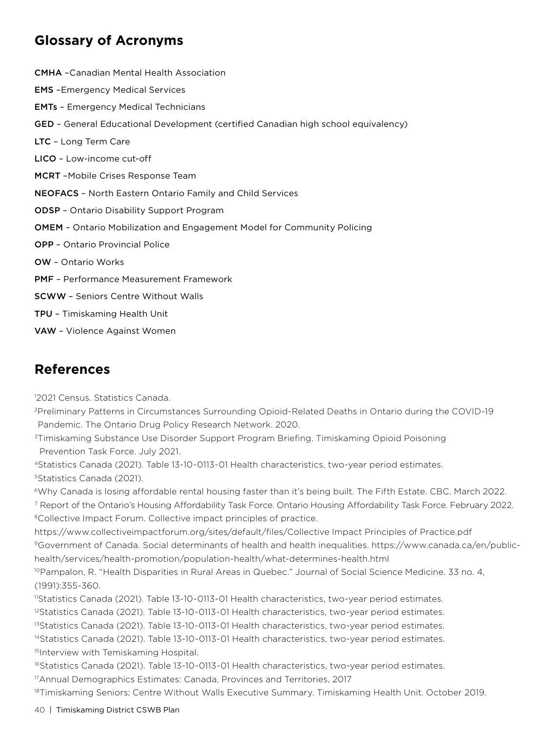## Glossary of Acronyms

**CMHA** –Canadian Mental Health Association

**EMS** –Emergency Medical Services

**EMTs** – Emergency Medical Technicians

**GED** – General Educational Development (certified Canadian high school equivalency)

**LTC** – Long Term Care

**LICO** – Low-income cut-off

**MCRT** –Mobile Crises Response Team

**NEOFACS** – North Eastern Ontario Family and Child Services

**ODSP** – Ontario Disability Support Program

**OMEM** – Ontario Mobilization and Engagement Model for Community Policing

**OPP** – Ontario Provincial Police

**OW** – Ontario Works

**PMF** – Performance Measurement Framework

**SCWW** – Seniors Centre Without Walls

**TPU** – Timiskaming Health Unit

**VAW** – Violence Against Women

## References

[1]2021 Census. Statistics Canada.

[2]Preliminary Patterns in Circumstances Surrounding Opioid-Related Deaths in Ontario during the COVID-19 Pandemic. The Ontario Drug Policy Research Network. 2020.

[3]Timiskaming Substance Use Disorder Support Program Briefing. Timiskaming Opioid Poisoning Prevention Task Force. July 2021.

[4]Statistics Canada (2021). Table 13-10-0113-01 Health characteristics, two-year period estimates.

[5]Statistics Canada (2021).

[6]Why Canada is losing affordable rental housing faster than it's being built. The Fifth Estate. CBC. March 2022.

[7] Report of the Ontario's Housing Affordability Task Force. Ontario Housing Affordability Task Force. February 2022.

[8]Collective Impact Forum. Collective impact principles of practice. https://www.collectiveimpactforum.org/sites/default/files/Collective Impact Principles of Practice.pdf

[9]Government of Canada. Social determinants of health and health inequalities. https://www.canada.ca/en/public-health/services/health-promotion/population-health/what-determines-health.html

[10]Pampalon, R. "Health Disparities in Rural Areas in Quebec." Journal of Social Science Medicine. 33 no. 4, (1991):355-360.

[11]Statistics Canada (2021). Table 13-10-0113-01 Health characteristics, two-year period estimates.

[12]Statistics Canada (2021). Table 13-10-0113-01 Health characteristics, two-year period estimates.

[13]Statistics Canada (2021). Table 13-10-0113-01 Health characteristics, two-year period estimates.

[14]Statistics Canada (2021). Table 13-10-0113-01 Health characteristics, two-year period estimates.

[15]Interview with Temiskaming Hospital.

[16]Statistics Canada (2021). Table 13-10-0113-01 Health characteristics, two-year period estimates.

[17]Annual Demographics Estimates: Canada, Provinces and Territories, 2017

[18]Timiskaming Seniors; Centre Without Walls Executive Summary. Timiskaming Health Unit. October 2019.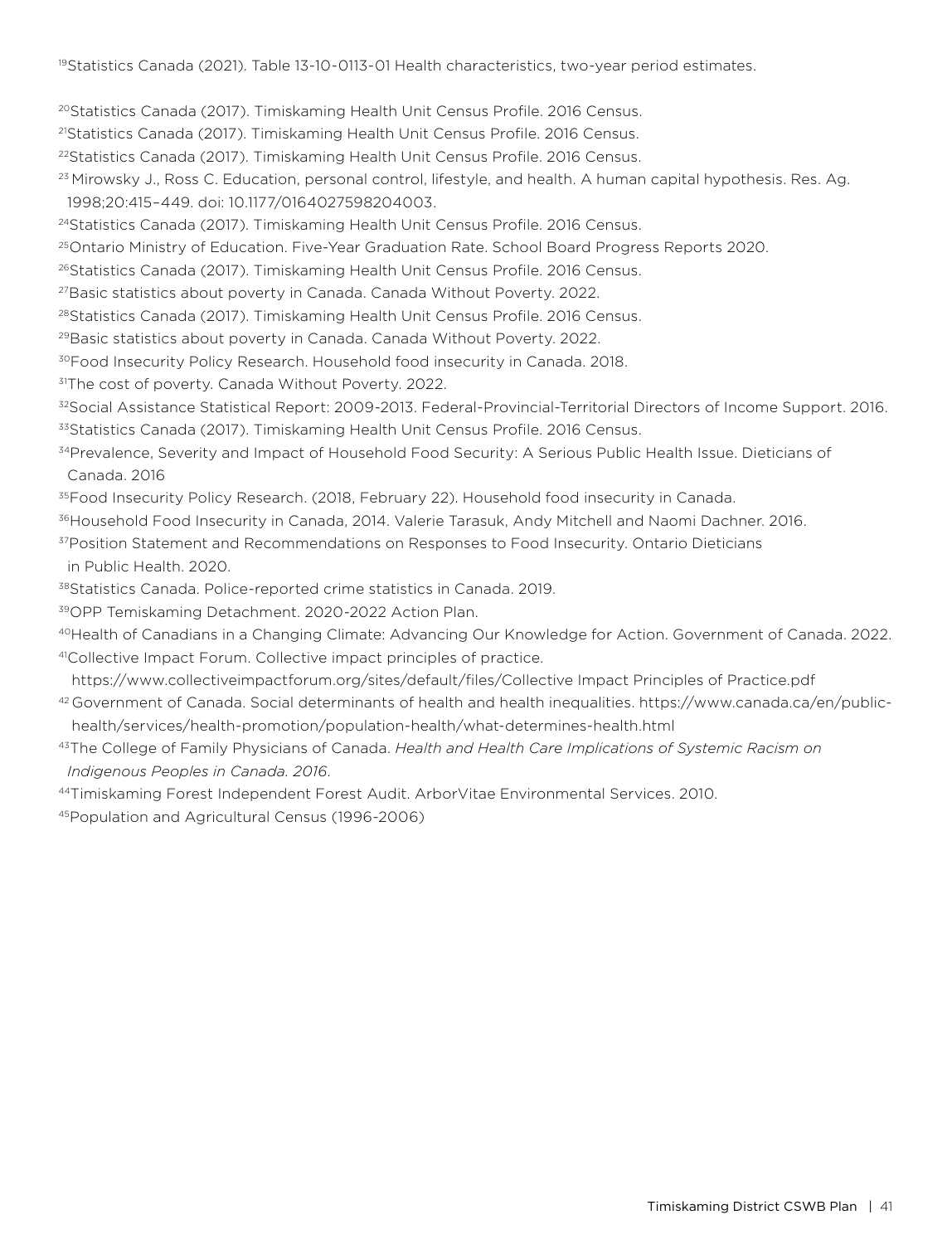[19]Statistics Canada (2021). Table 13-10-0113-01 Health characteristics, two-year period estimates.

[20]Statistics Canada (2017). Timiskaming Health Unit Census Profile. 2016 Census.

[21]Statistics Canada (2017). Timiskaming Health Unit Census Profile. 2016 Census.

[22]Statistics Canada (2017). Timiskaming Health Unit Census Profile. 2016 Census.

[23] Mirowsky J., Ross C. Education, personal control, lifestyle, and health. A human capital hypothesis. Res. Ag. 1998;20:415–449. doi: 10.1177/0164027598204003.

[24]Statistics Canada (2017). Timiskaming Health Unit Census Profile. 2016 Census.

[25]Ontario Ministry of Education. Five-Year Graduation Rate. School Board Progress Reports 2020.

[26]Statistics Canada (2017). Timiskaming Health Unit Census Profile. 2016 Census.

[27]Basic statistics about poverty in Canada. Canada Without Poverty. 2022.

[28]Statistics Canada (2017). Timiskaming Health Unit Census Profile. 2016 Census.

[29]Basic statistics about poverty in Canada. Canada Without Poverty. 2022.

[30]Food Insecurity Policy Research. Household food insecurity in Canada. 2018.

[31]The cost of poverty. Canada Without Poverty. 2022.

[32]Social Assistance Statistical Report: 2009-2013. Federal-Provincial-Territorial Directors of Income Support. 2016.

[33]Statistics Canada (2017). Timiskaming Health Unit Census Profile. 2016 Census.

[34]Prevalence, Severity and Impact of Household Food Security: A Serious Public Health Issue. Dieticians of Canada. 2016

[35]Food Insecurity Policy Research. (2018, February 22). Household food insecurity in Canada.

[36]Household Food Insecurity in Canada, 2014. Valerie Tarasuk, Andy Mitchell and Naomi Dachner. 2016.

[37]Position Statement and Recommendations on Responses to Food Insecurity. Ontario Dieticians in Public Health. 2020.

[38]Statistics Canada. Police-reported crime statistics in Canada. 2019.

[39]OPP Temiskaming Detachment. 2020-2022 Action Plan.

[40]Health of Canadians in a Changing Climate: Advancing Our Knowledge for Action. Government of Canada. 2022.

[41]Collective Impact Forum. Collective impact principles of practice. https://www.collectiveimpactforum.org/sites/default/files/Collective Impact Principles of Practice.pdf

[42] Government of Canada. Social determinants of health and health inequalities. https://www.canada.ca/en/public-health/services/health-promotion/population-health/what-determines-health.html

[43]The College of Family Physicians of Canada. *Health and Health Care Implications of Systemic Racism on Indigenous Peoples in Canada. 2016.*

[44]Timiskaming Forest Independent Forest Audit. ArborVitae Environmental Services. 2010.

[45]Population and Agricultural Census (1996-2006)